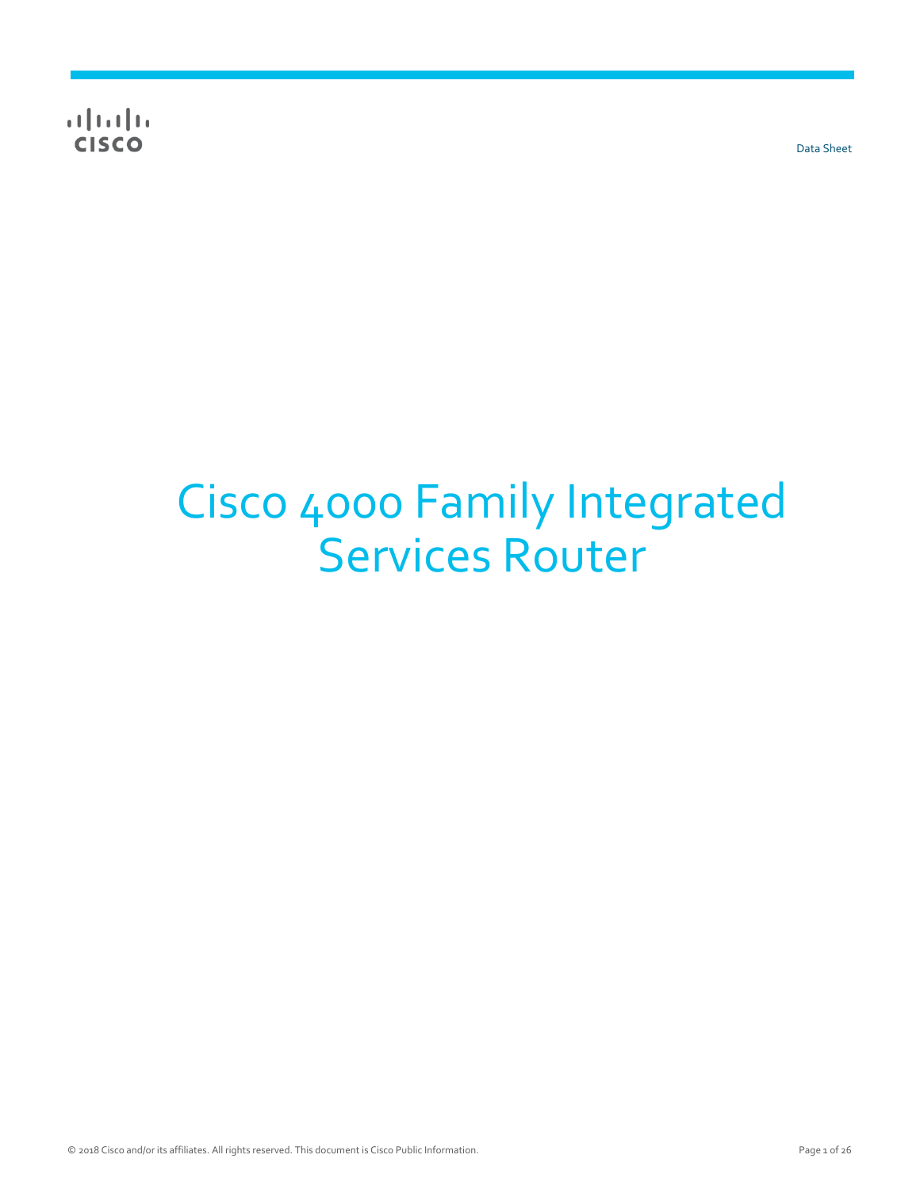Data Sheet

# Cisco 4000 Family Integrated Services Router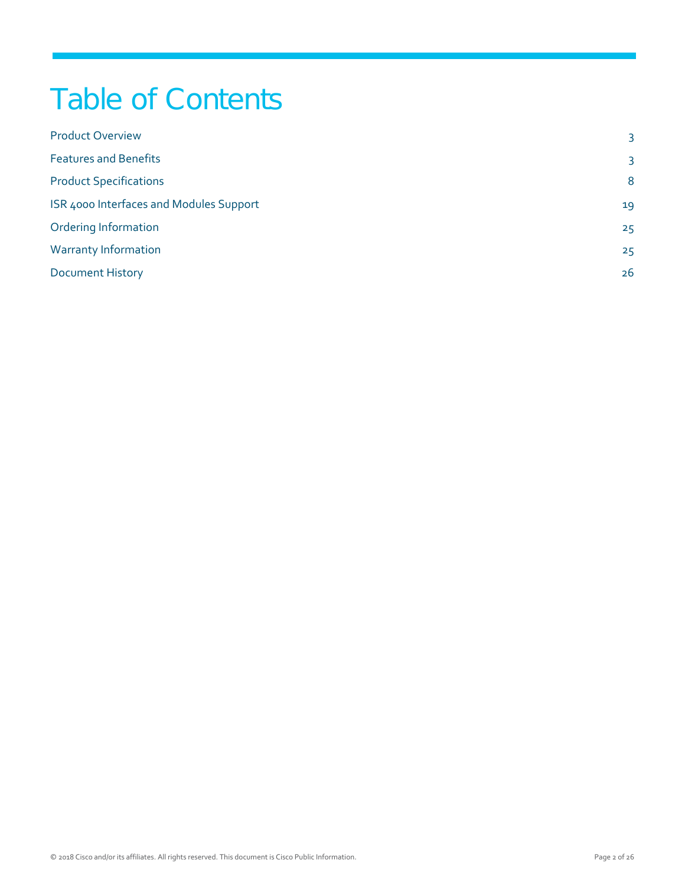# Table of Contents

| | |
|---|---|
| Product Overview | 3 |
| Features and Benefits | 3 |
| Product Specifications | 8 |
| ISR 4000 Interfaces and Modules Support | 19 |
| Ordering Information | 25 |
| Warranty Information | 25 |
| Document History | 26 |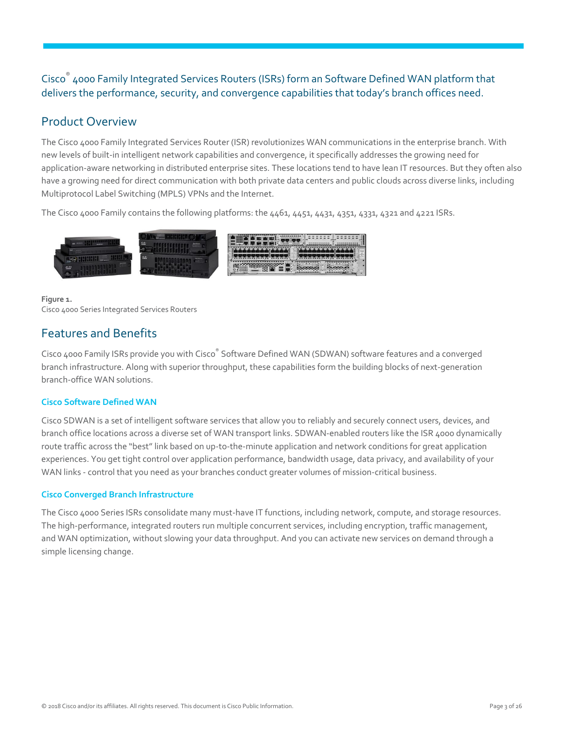Cisco® 4000 Family Integrated Services Routers (ISRs) form an Software Defined WAN platform that delivers the performance, security, and convergence capabilities that today's branch offices need.

## Product Overview

The Cisco 4000 Family Integrated Services Router (ISR) revolutionizes WAN communications in the enterprise branch. With new levels of built-in intelligent network capabilities and convergence, it specifically addresses the growing need for application-aware networking in distributed enterprise sites. These locations tend to have lean IT resources. But they often also have a growing need for direct communication with both private data centers and public clouds across diverse links, including Multiprotocol Label Switching (MPLS) VPNs and the Internet.

The Cisco 4000 Family contains the following platforms: the 4461, 4451, 4431, 4351, 4331, 4321 and 4221 ISRs.

**Figure 1.**
Cisco 4000 Series Integrated Services Routers

## Features and Benefits

Cisco 4000 Family ISRs provide you with Cisco® Software Defined WAN (SDWAN) software features and a converged branch infrastructure. Along with superior throughput, these capabilities form the building blocks of next-generation branch-office WAN solutions.

### Cisco Software Defined WAN

Cisco SDWAN is a set of intelligent software services that allow you to reliably and securely connect users, devices, and branch office locations across a diverse set of WAN transport links. SDWAN-enabled routers like the ISR 4000 dynamically route traffic across the "best" link based on up-to-the-minute application and network conditions for great application experiences. You get tight control over application performance, bandwidth usage, data privacy, and availability of your WAN links - control that you need as your branches conduct greater volumes of mission-critical business.

### Cisco Converged Branch Infrastructure

The Cisco 4000 Series ISRs consolidate many must-have IT functions, including network, compute, and storage resources. The high-performance, integrated routers run multiple concurrent services, including encryption, traffic management, and WAN optimization, without slowing your data throughput. And you can activate new services on demand through a simple licensing change.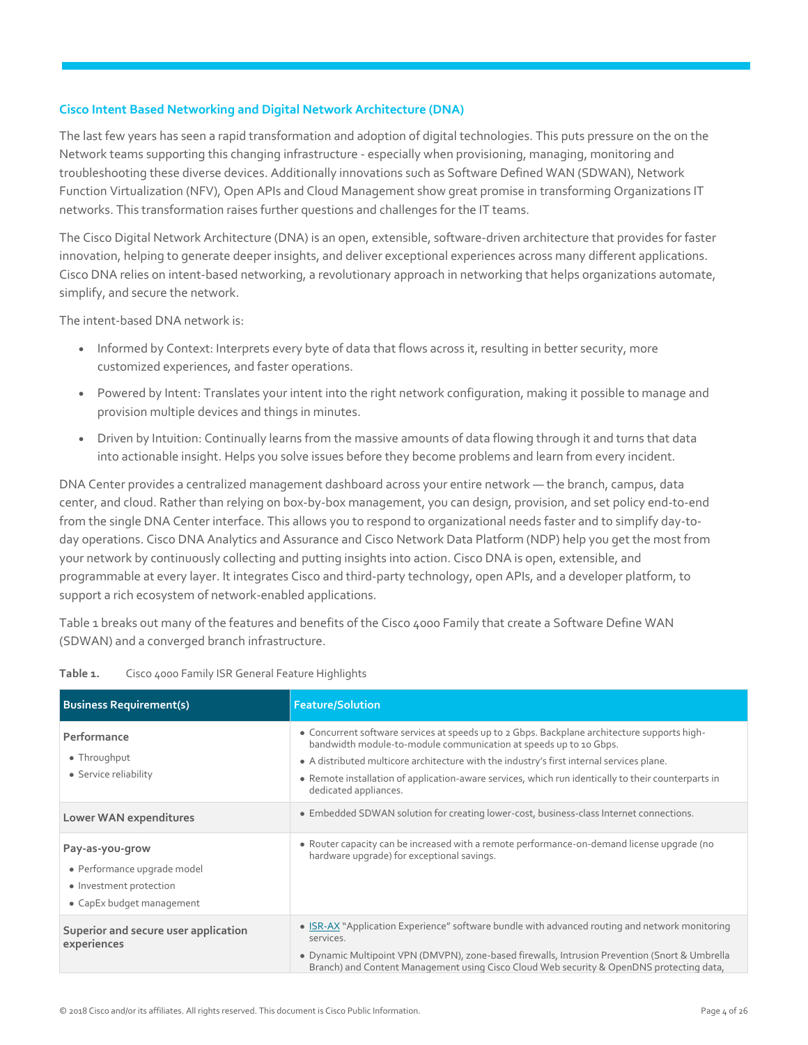## Cisco Intent Based Networking and Digital Network Architecture (DNA)

The last few years has seen a rapid transformation and adoption of digital technologies. This puts pressure on the on the Network teams supporting this changing infrastructure - especially when provisioning, managing, monitoring and troubleshooting these diverse devices. Additionally innovations such as Software Defined WAN (SDWAN), Network Function Virtualization (NFV), Open APIs and Cloud Management show great promise in transforming Organizations IT networks. This transformation raises further questions and challenges for the IT teams.

The Cisco Digital Network Architecture (DNA) is an open, extensible, software-driven architecture that provides for faster innovation, helping to generate deeper insights, and deliver exceptional experiences across many different applications. Cisco DNA relies on intent-based networking, a revolutionary approach in networking that helps organizations automate, simplify, and secure the network.

The intent-based DNA network is:

- Informed by Context: Interprets every byte of data that flows across it, resulting in better security, more customized experiences, and faster operations.
- Powered by Intent: Translates your intent into the right network configuration, making it possible to manage and provision multiple devices and things in minutes.
- Driven by Intuition: Continually learns from the massive amounts of data flowing through it and turns that data into actionable insight. Helps you solve issues before they become problems and learn from every incident.

DNA Center provides a centralized management dashboard across your entire network — the branch, campus, data center, and cloud. Rather than relying on box-by-box management, you can design, provision, and set policy end-to-end from the single DNA Center interface. This allows you to respond to organizational needs faster and to simplify day-to-day operations. Cisco DNA Analytics and Assurance and Cisco Network Data Platform (NDP) help you get the most from your network by continuously collecting and putting insights into action. Cisco DNA is open, extensible, and programmable at every layer. It integrates Cisco and third-party technology, open APIs, and a developer platform, to support a rich ecosystem of network-enabled applications.

Table 1 breaks out many of the features and benefits of the Cisco 4000 Family that create a Software Define WAN (SDWAN) and a converged branch infrastructure.

**Table 1.** Cisco 4000 Family ISR General Feature Highlights

| Business Requirement(s) | Feature/Solution |
| --- | --- |
| **Performance**<br>• Throughput<br>• Service reliability | • Concurrent software services at speeds up to 2 Gbps. Backplane architecture supports high-bandwidth module-to-module communication at speeds up to 10 Gbps.<br>• A distributed multicore architecture with the industry's first internal services plane.<br>• Remote installation of application-aware services, which run identically to their counterparts in dedicated appliances. |
| **Lower WAN expenditures** | • Embedded SDWAN solution for creating lower-cost, business-class Internet connections. |
| **Pay-as-you-grow**<br>• Performance upgrade model<br>• Investment protection<br>• CapEx budget management | • Router capacity can be increased with a remote performance-on-demand license upgrade (no hardware upgrade) for exceptional savings. |
| **Superior and secure user application experiences** | • ISR-AX "Application Experience" software bundle with advanced routing and network monitoring services.<br>• Dynamic Multipoint VPN (DMVPN), zone-based firewalls, Intrusion Prevention (Snort & Umbrella Branch) and Content Management using Cisco Cloud Web security & OpenDNS protecting data, |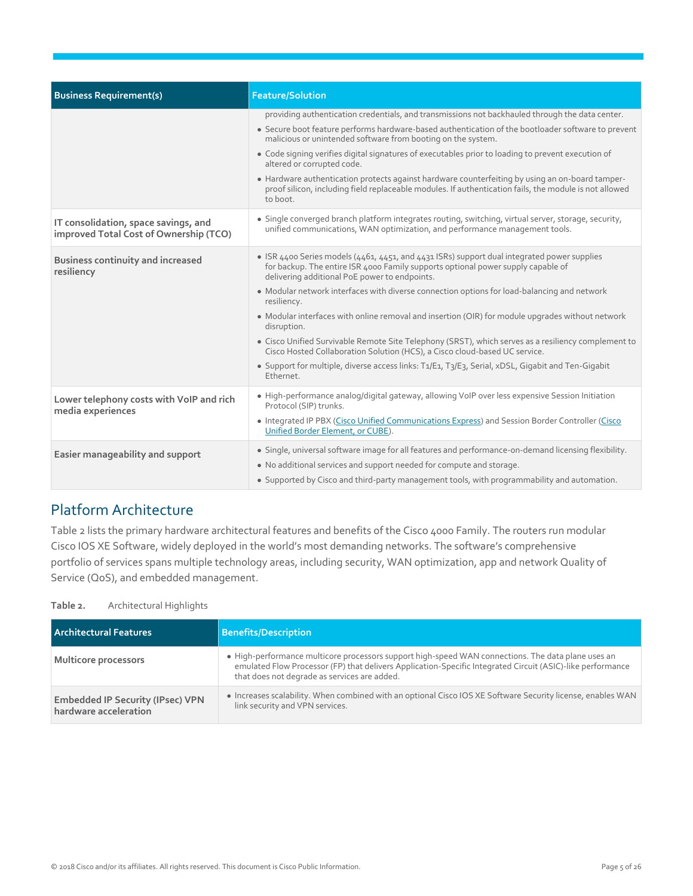| Business Requirement(s) | Feature/Solution |
| --- | --- |
| | providing authentication credentials, and transmissions not backhauled through the data center.<br>• Secure boot feature performs hardware-based authentication of the bootloader software to prevent malicious or unintended software from booting on the system.<br>• Code signing verifies digital signatures of executables prior to loading to prevent execution of altered or corrupted code.<br>• Hardware authentication protects against hardware counterfeiting by using an on-board tamper-proof silicon, including field replaceable modules. If authentication fails, the module is not allowed to boot. |
| **IT consolidation, space savings, and improved Total Cost of Ownership (TCO)** | • Single converged branch platform integrates routing, switching, virtual server, storage, security, unified communications, WAN optimization, and performance management tools. |
| **Business continuity and increased resiliency** | • ISR 4400 Series models (4461, 4451, and 4431 ISRs) support dual integrated power supplies for backup. The entire ISR 4000 Family supports optional power supply capable of delivering additional PoE power to endpoints.<br>• Modular network interfaces with diverse connection options for load-balancing and network resiliency.<br>• Modular interfaces with online removal and insertion (OIR) for module upgrades without network disruption.<br>• Cisco Unified Survivable Remote Site Telephony (SRST), which serves as a resiliency complement to Cisco Hosted Collaboration Solution (HCS), a Cisco cloud-based UC service.<br>• Support for multiple, diverse access links: T1/E1, T3/E3, Serial, xDSL, Gigabit and Ten-Gigabit Ethernet. |
| **Lower telephony costs with VoIP and rich media experiences** | • High-performance analog/digital gateway, allowing VoIP over less expensive Session Initiation Protocol (SIP) trunks.<br>• Integrated IP PBX (Cisco Unified Communications Express) and Session Border Controller (Cisco Unified Border Element, or CUBE). |
| **Easier manageability and support** | • Single, universal software image for all features and performance-on-demand licensing flexibility.<br>• No additional services and support needed for compute and storage.<br>• Supported by Cisco and third-party management tools, with programmability and automation. |

## Platform Architecture

Table 2 lists the primary hardware architectural features and benefits of the Cisco 4000 Family. The routers run modular Cisco IOS XE Software, widely deployed in the world's most demanding networks. The software's comprehensive portfolio of services spans multiple technology areas, including security, WAN optimization, app and network Quality of Service (QoS), and embedded management.

**Table 2.** Architectural Highlights

| Architectural Features | Benefits/Description |
| --- | --- |
| **Multicore processors** | • High-performance multicore processors support high-speed WAN connections. The data plane uses an emulated Flow Processor (FP) that delivers Application-Specific Integrated Circuit (ASIC)-like performance that does not degrade as services are added. |
| **Embedded IP Security (IPsec) VPN hardware acceleration** | • Increases scalability. When combined with an optional Cisco IOS XE Software Security license, enables WAN link security and VPN services. |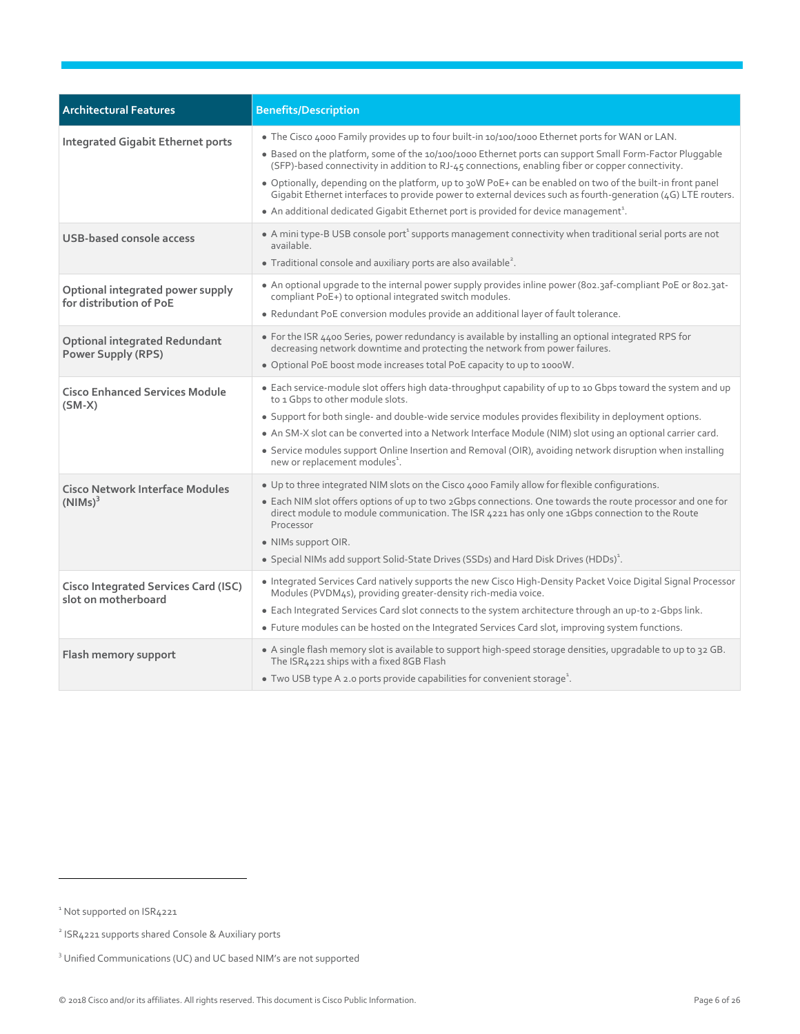| Architectural Features | Benefits/Description |
| --- | --- |
| **Integrated Gigabit Ethernet ports** | • The Cisco 4000 Family provides up to four built-in 10/100/1000 Ethernet ports for WAN or LAN.<br>• Based on the platform, some of the 10/100/1000 Ethernet ports can support Small Form-Factor Pluggable (SFP)-based connectivity in addition to RJ-45 connections, enabling fiber or copper connectivity.<br>• Optionally, depending on the platform, up to 30W PoE+ can be enabled on two of the built-in front panel Gigabit Ethernet interfaces to provide power to external devices such as fourth-generation (4G) LTE routers.<br>• An additional dedicated Gigabit Ethernet port is provided for device management[1]. |
| **USB-based console access** | • A mini type-B USB console port[1] supports management connectivity when traditional serial ports are not available.<br>• Traditional console and auxiliary ports are also available[2]. |
| **Optional integrated power supply for distribution of PoE** | • An optional upgrade to the internal power supply provides inline power (802.3af-compliant PoE or 802.3at-compliant PoE+) to optional integrated switch modules.<br>• Redundant PoE conversion modules provide an additional layer of fault tolerance. |
| **Optional integrated Redundant Power Supply (RPS)** | • For the ISR 4400 Series, power redundancy is available by installing an optional integrated RPS for decreasing network downtime and protecting the network from power failures.<br>• Optional PoE boost mode increases total PoE capacity to up to 1000W. |
| **Cisco Enhanced Services Module (SM-X)** | • Each service-module slot offers high data-throughput capability of up to 10 Gbps toward the system and up to 1 Gbps to other module slots.<br>• Support for both single- and double-wide service modules provides flexibility in deployment options.<br>• An SM-X slot can be converted into a Network Interface Module (NIM) slot using an optional carrier card.<br>• Service modules support Online Insertion and Removal (OIR), avoiding network disruption when installing new or replacement modules[1]. |
| **Cisco Network Interface Modules (NIMs)[3]** | • Up to three integrated NIM slots on the Cisco 4000 Family allow for flexible configurations.<br>• Each NIM slot offers options of up to two 2Gbps connections. One towards the route processor and one for direct module to module communication. The ISR 4221 has only one 1Gbps connection to the Route Processor<br>• NIMs support OIR.<br>• Special NIMs add support Solid-State Drives (SSDs) and Hard Disk Drives (HDDs)[1]. |
| **Cisco Integrated Services Card (ISC) slot on motherboard** | • Integrated Services Card natively supports the new Cisco High-Density Packet Voice Digital Signal Processor Modules (PVDM4s), providing greater-density rich-media voice.<br>• Each Integrated Services Card slot connects to the system architecture through an up-to 2-Gbps link.<br>• Future modules can be hosted on the Integrated Services Card slot, improving system functions. |
| **Flash memory support** | • A single flash memory slot is available to support high-speed storage densities, upgradable to up to 32 GB. The ISR4221 ships with a fixed 8GB Flash<br>• Two USB type A 2.0 ports provide capabilities for convenient storage[1]. |

[1] Not supported on ISR4221

[2] ISR4221 supports shared Console & Auxiliary ports

[3] Unified Communications (UC) and UC based NIM's are not supported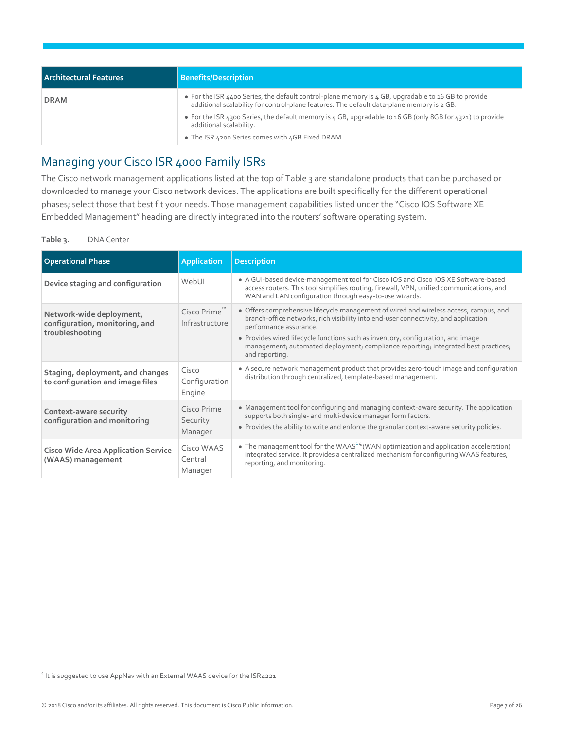| Architectural Features | Benefits/Description |
| --- | --- |
| DRAM | • For the ISR 4400 Series, the default control-plane memory is 4 GB, upgradable to 16 GB to provide additional scalability for control-plane features. The default data-plane memory is 2 GB. • For the ISR 4300 Series, the default memory is 4 GB, upgradable to 16 GB (only 8GB for 4321) to provide additional scalability. • The ISR 4200 Series comes with 4GB Fixed DRAM |

## Managing your Cisco ISR 4000 Family ISRs

The Cisco network management applications listed at the top of Table 3 are standalone products that can be purchased or downloaded to manage your Cisco network devices. The applications are built specifically for the different operational phases; select those that best fit your needs. Those management capabilities listed under the "Cisco IOS Software XE Embedded Management" heading are directly integrated into the routers' software operating system.

**Table 3.** DNA Center

| Operational Phase | Application | Description |
| --- | --- | --- |
| **Device staging and configuration** | WebUI | • A GUI-based device-management tool for Cisco IOS and Cisco IOS XE Software-based access routers. This tool simplifies routing, firewall, VPN, unified communications, and WAN and LAN configuration through easy-to-use wizards. |
| **Network-wide deployment, configuration, monitoring, and troubleshooting** | Cisco Prime™ Infrastructure | • Offers comprehensive lifecycle management of wired and wireless access, campus, and branch-office networks, rich visibility into end-user connectivity, and application performance assurance. • Provides wired lifecycle functions such as inventory, configuration, and image management; automated deployment; compliance reporting; integrated best practices; and reporting. |
| **Staging, deployment, and changes to configuration and image files** | Cisco Configuration Engine | • A secure network management product that provides zero-touch image and configuration distribution through centralized, template-based management. |
| **Context-aware security configuration and monitoring** | Cisco Prime Security Manager | • Management tool for configuring and managing context-aware security. The application supports both single- and multi-device manager form factors. • Provides the ability to write and enforce the granular context-aware security policies. |
| **Cisco Wide Area Application Service (WAAS) management** | Cisco WAAS Central Manager | • The management tool for the WAAS[4] (WAN optimization and application acceleration) integrated service. It provides a centralized mechanism for configuring WAAS features, reporting, and monitoring. |

[4] It is suggested to use AppNav with an External WAAS device for the ISR4221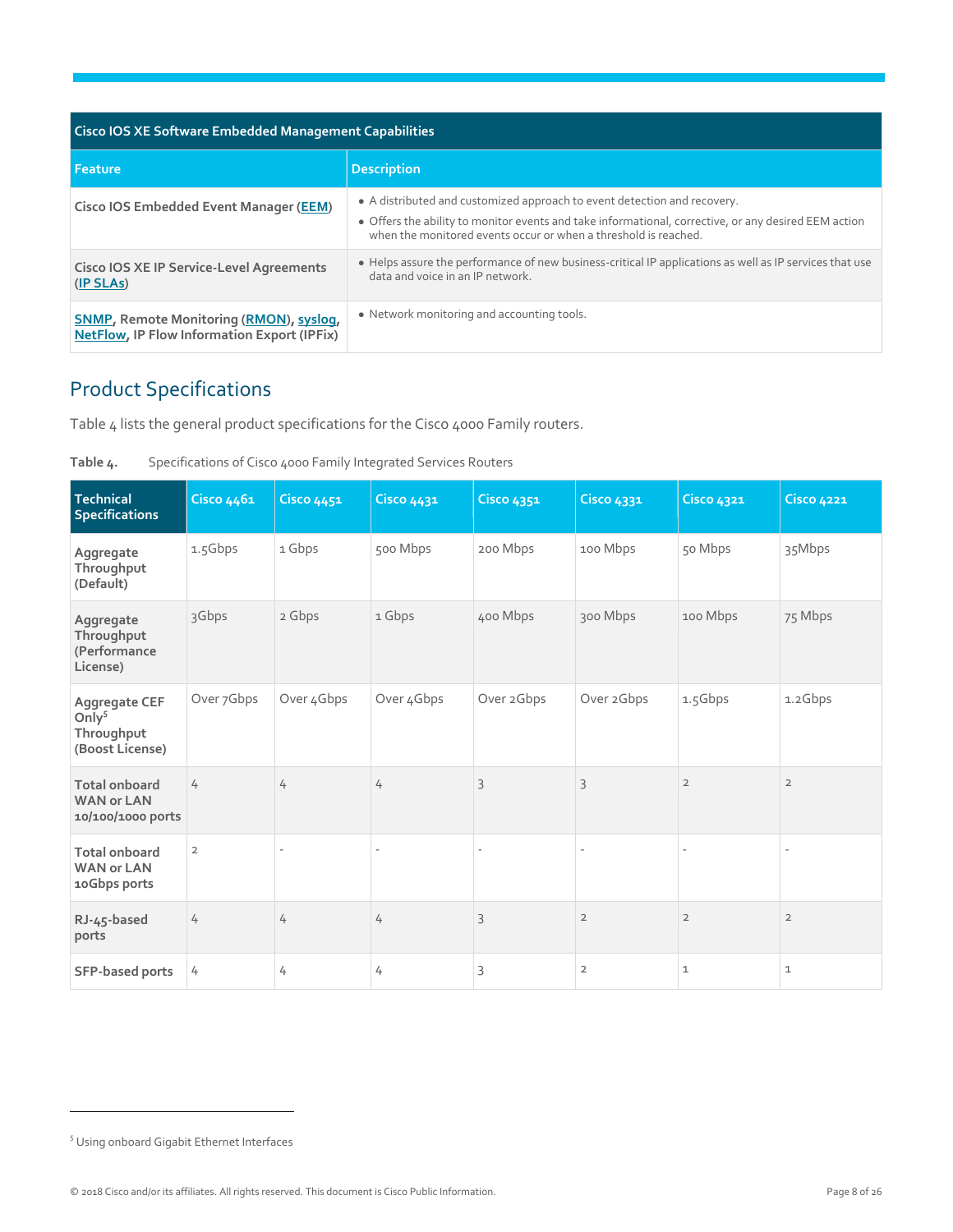| Cisco IOS XE Software Embedded Management Capabilities | |
| --- | --- |
| **Feature** | **Description** |
| Cisco IOS Embedded Event Manager (EEM) | • A distributed and customized approach to event detection and recovery.<br>• Offers the ability to monitor events and take informational, corrective, or any desired EEM action when the monitored events occur or when a threshold is reached. |
| Cisco IOS XE IP Service-Level Agreements (IP SLAs) | • Helps assure the performance of new business-critical IP applications as well as IP services that use data and voice in an IP network. |
| SNMP, Remote Monitoring (RMON), syslog, NetFlow, IP Flow Information Export (IPFix) | • Network monitoring and accounting tools. |

## Product Specifications

Table 4 lists the general product specifications for the Cisco 4000 Family routers.

**Table 4.** Specifications of Cisco 4000 Family Integrated Services Routers

| Technical Specifications | Cisco 4461 | Cisco 4451 | Cisco 4431 | Cisco 4351 | Cisco 4331 | Cisco 4321 | Cisco 4221 |
| --- | --- | --- | --- | --- | --- | --- | --- |
| Aggregate Throughput (Default) | 1.5Gbps | 1 Gbps | 500 Mbps | 200 Mbps | 100 Mbps | 50 Mbps | 35Mbps |
| Aggregate Throughput (Performance License) | 3Gbps | 2 Gbps | 1 Gbps | 400 Mbps | 300 Mbps | 100 Mbps | 75 Mbps |
| Aggregate CEF Only[5] Throughput (Boost License) | Over 7Gbps | Over 4Gbps | Over 4Gbps | Over 2Gbps | Over 2Gbps | 1.5Gbps | 1.2Gbps |
| Total onboard WAN or LAN 10/100/1000 ports | 4 | 4 | 4 | 3 | 3 | 2 | 2 |
| Total onboard WAN or LAN 10Gbps ports | 2 | - | - | - | - | - | - |
| RJ-45-based ports | 4 | 4 | 4 | 3 | 2 | 2 | 2 |
| SFP-based ports | 4 | 4 | 4 | 3 | 2 | 1 | 1 |

[5] Using onboard Gigabit Ethernet Interfaces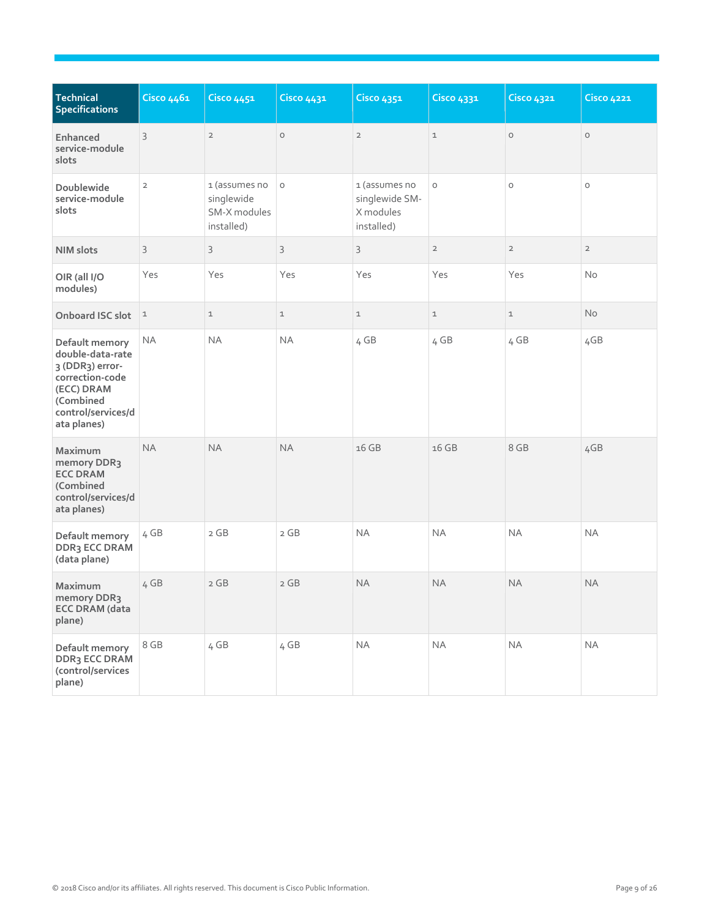| Technical Specifications | Cisco 4461 | Cisco 4451 | Cisco 4431 | Cisco 4351 | Cisco 4331 | Cisco 4321 | Cisco 4221 |
|---|---|---|---|---|---|---|---|
| Enhanced service-module slots | 3 | 2 | 0 | 2 | 1 | 0 | 0 |
| Doublewide service-module slots | 2 | 1 (assumes no singlewide SM-X modules installed) | 0 | 1 (assumes no singlewide SM-X modules installed) | 0 | 0 | 0 |
| NIM slots | 3 | 3 | 3 | 3 | 2 | 2 | 2 |
| OIR (all I/O modules) | Yes | Yes | Yes | Yes | Yes | Yes | No |
| Onboard ISC slot | 1 | 1 | 1 | 1 | 1 | 1 | No |
| Default memory double-data-rate 3 (DDR3) error-correction-code (ECC) DRAM (Combined control/services/data planes) | NA | NA | NA | 4 GB | 4 GB | 4 GB | 4GB |
| Maximum memory DDR3 ECC DRAM (Combined control/services/data planes) | NA | NA | NA | 16 GB | 16 GB | 8 GB | 4GB |
| Default memory DDR3 ECC DRAM (data plane) | 4 GB | 2 GB | 2 GB | NA | NA | NA | NA |
| Maximum memory DDR3 ECC DRAM (data plane) | 4 GB | 2 GB | 2 GB | NA | NA | NA | NA |
| Default memory DDR3 ECC DRAM (control/services plane) | 8 GB | 4 GB | 4 GB | NA | NA | NA | NA |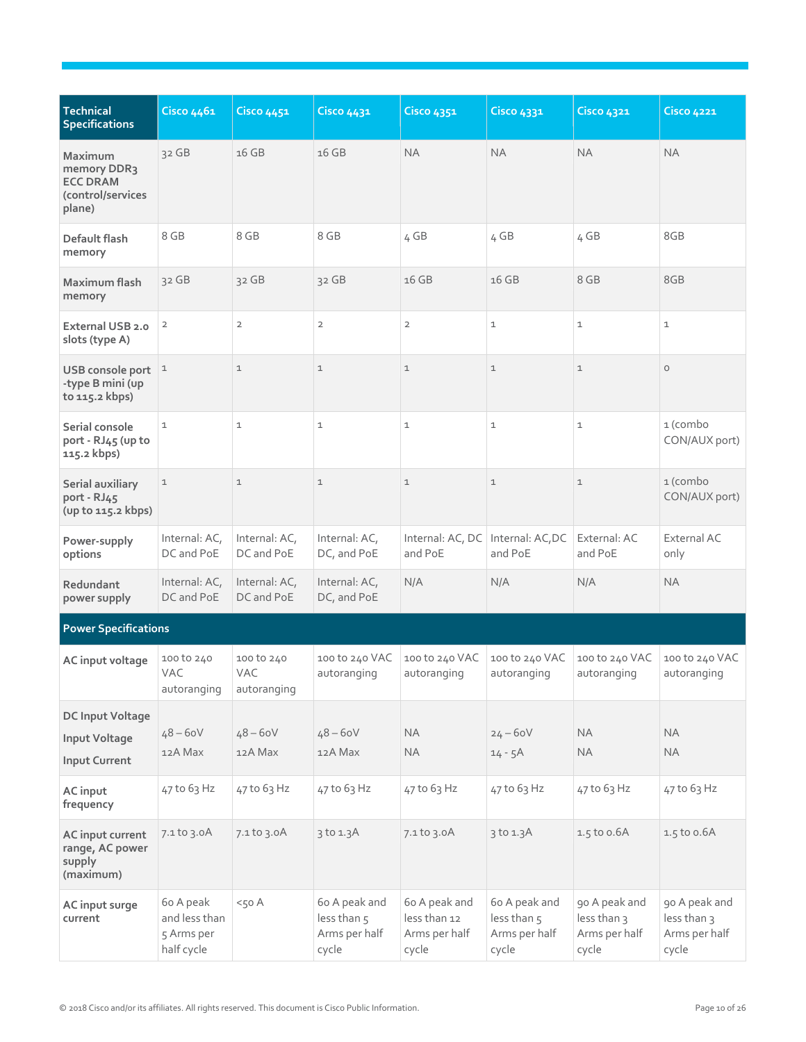| Technical Specifications | Cisco 4461 | Cisco 4451 | Cisco 4431 | Cisco 4351 | Cisco 4331 | Cisco 4321 | Cisco 4221 |
|---|---|---|---|---|---|---|---|
| Maximum memory DDR3 ECC DRAM (control/services plane) | 32 GB | 16 GB | 16 GB | NA | NA | NA | NA |
| Default flash memory | 8 GB | 8 GB | 8 GB | 4 GB | 4 GB | 4 GB | 8GB |
| Maximum flash memory | 32 GB | 32 GB | 32 GB | 16 GB | 16 GB | 8 GB | 8GB |
| External USB 2.0 slots (type A) | 2 | 2 | 2 | 2 | 1 | 1 | 1 |
| USB console port -type B mini (up to 115.2 kbps) | 1 | 1 | 1 | 1 | 1 | 1 | 0 |
| Serial console port - RJ45 (up to 115.2 kbps) | 1 | 1 | 1 | 1 | 1 | 1 | 1 (combo CON/AUX port) |
| Serial auxiliary port - RJ45 (up to 115.2 kbps) | 1 | 1 | 1 | 1 | 1 | 1 | 1 (combo CON/AUX port) |
| Power-supply options | Internal: AC, DC and PoE | Internal: AC, DC and PoE | Internal: AC, DC, and PoE | Internal: AC, DC and PoE | Internal: AC,DC and PoE | External: AC and PoE | External AC only |
| Redundant power supply | Internal: AC, DC and PoE | Internal: AC, DC and PoE | Internal: AC, DC, and PoE | N/A | N/A | N/A | NA |
| **Power Specifications** | | | | | | | |
| AC input voltage | 100 to 240 VAC autoranging | 100 to 240 VAC autoranging | 100 to 240 VAC autoranging | 100 to 240 VAC autoranging | 100 to 240 VAC autoranging | 100 to 240 VAC autoranging | 100 to 240 VAC autoranging |
| DC Input Voltage<br>Input Voltage<br>Input Current | 48 – 60V<br>12A Max | 48 – 60V<br>12A Max | 48 – 60V<br>12A Max | NA<br>NA | 24 – 60V<br>14 - 5A | NA<br>NA | NA<br>NA |
| AC input frequency | 47 to 63 Hz | 47 to 63 Hz | 47 to 63 Hz | 47 to 63 Hz | 47 to 63 Hz | 47 to 63 Hz | 47 to 63 Hz |
| AC input current range, AC power supply (maximum) | 7.1 to 3.0A | 7.1 to 3.0A | 3 to 1.3A | 7.1 to 3.0A | 3 to 1.3A | 1.5 to 0.6A | 1.5 to 0.6A |
| AC input surge current | 60 A peak and less than 5 Arms per half cycle | <50 A | 60 A peak and less than 5 Arms per half cycle | 60 A peak and less than 12 Arms per half cycle | 60 A peak and less than 5 Arms per half cycle | 90 A peak and less than 3 Arms per half cycle | 90 A peak and less than 3 Arms per half cycle |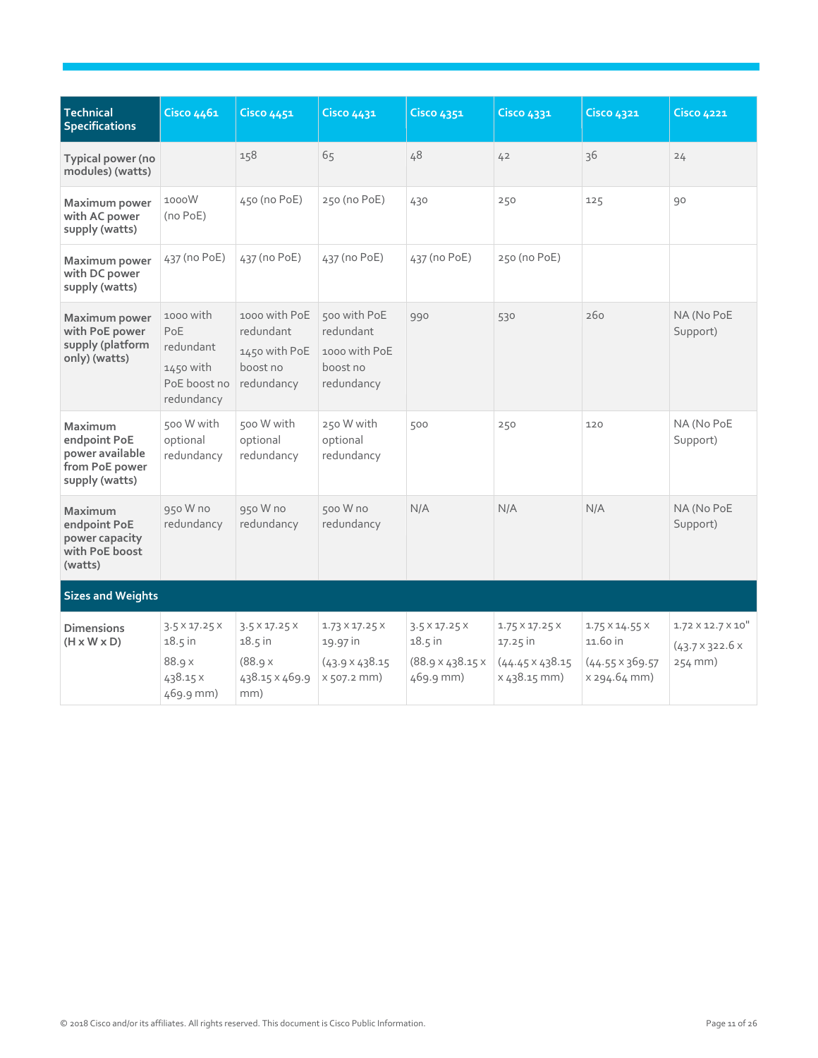| Technical Specifications | Cisco 4461 | Cisco 4451 | Cisco 4431 | Cisco 4351 | Cisco 4331 | Cisco 4321 | Cisco 4221 |
|---|---|---|---|---|---|---|---|
| Typical power (no modules) (watts) | | 158 | 65 | 48 | 42 | 36 | 24 |
| Maximum power with AC power supply (watts) | 1000W (no PoE) | 450 (no PoE) | 250 (no PoE) | 430 | 250 | 125 | 90 |
| Maximum power with DC power supply (watts) | 437 (no PoE) | 437 (no PoE) | 437 (no PoE) | 437 (no PoE) | 250 (no PoE) | | |
| Maximum power with PoE power supply (platform only) (watts) | 1000 with PoE redundant<br>1450 with PoE boost no redundancy | 1000 with PoE redundant<br>1450 with PoE boost no redundancy | 500 with PoE redundant<br>1000 with PoE boost no redundancy | 990 | 530 | 260 | NA (No PoE Support) |
| Maximum endpoint PoE power available from PoE power supply (watts) | 500 W with optional redundancy | 500 W with optional redundancy | 250 W with optional redundancy | 500 | 250 | 120 | NA (No PoE Support) |
| Maximum endpoint PoE power capacity with PoE boost (watts) | 950 W no redundancy | 950 W no redundancy | 500 W no redundancy | N/A | N/A | N/A | NA (No PoE Support) |
| **Sizes and Weights** | | | | | | | |
| Dimensions (H x W x D) | 3.5 x 17.25 x 18.5 in<br>88.9 x 438.15 x 469.9 mm) | 3.5 x 17.25 x 18.5 in<br>(88.9 x 438.15 x 469.9 mm) | 1.73 x 17.25 x 19.97 in<br>(43.9 x 438.15 x 507.2 mm) | 3.5 x 17.25 x 18.5 in<br>(88.9 x 438.15 x 469.9 mm) | 1.75 x 17.25 x 17.25 in<br>(44.45 x 438.15 x 438.15 mm) | 1.75 x 14.55 x 11.60 in<br>(44.55 x 369.57 x 294.64 mm) | 1.72 x 12.7 x 10"<br>(43.7 x 322.6 x 254 mm) |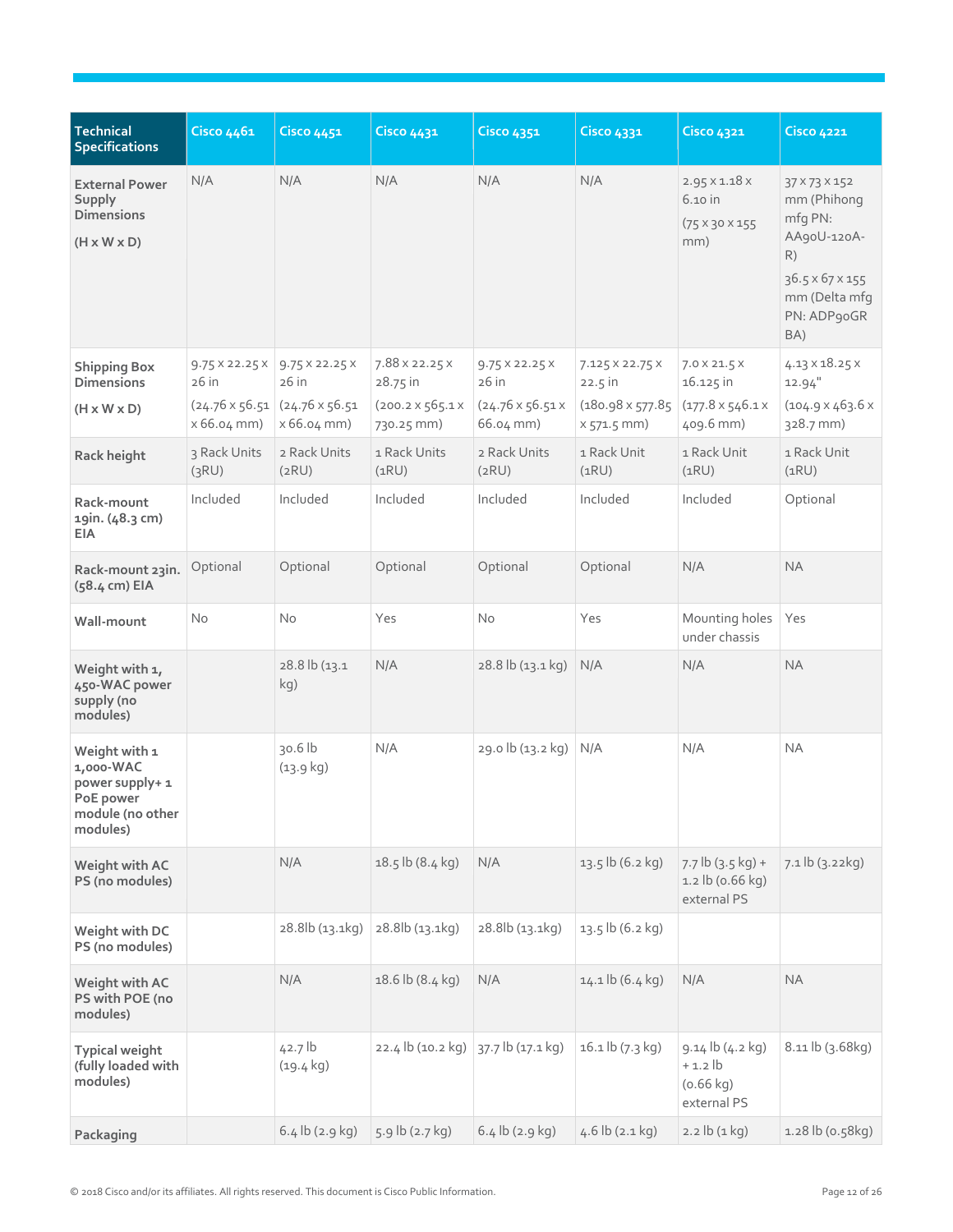| Technical Specifications | Cisco 4461 | Cisco 4451 | Cisco 4431 | Cisco 4351 | Cisco 4331 | Cisco 4321 | Cisco 4221 |
|---|---|---|---|---|---|---|---|
| External Power Supply Dimensions (H x W x D) | N/A | N/A | N/A | N/A | N/A | 2.95 x 1.18 x 6.10 in (75 x 30 x 155 mm) | 37 x 73 x 152 mm (Phihong mfg PN: AA90U-120A-R) 36.5 x 67 x 155 mm (Delta mfg PN: ADP90GR BA) |
| Shipping Box Dimensions (H x W x D) | 9.75 x 22.25 x 26 in (24.76 x 56.51 x 66.04 mm) | 9.75 x 22.25 x 26 in (24.76 x 56.51 x 66.04 mm) | 7.88 x 22.25 x 28.75 in (200.2 x 565.1 x 730.25 mm) | 9.75 x 22.25 x 26 in (24.76 x 56.51 x 66.04 mm) | 7.125 x 22.75 x 22.5 in (180.98 x 577.85 x 571.5 mm) | 7.0 x 21.5 x 16.125 in (177.8 x 546.1 x 409.6 mm) | 4.13 x 18.25 x 12.94" (104.9 x 463.6 x 328.7 mm) |
| Rack height | 3 Rack Units (3RU) | 2 Rack Units (2RU) | 1 Rack Units (1RU) | 2 Rack Units (2RU) | 1 Rack Unit (1RU) | 1 Rack Unit (1RU) | 1 Rack Unit (1RU) |
| Rack-mount 19in. (48.3 cm) EIA | Included | Included | Included | Included | Included | Included | Optional |
| Rack-mount 23in. (58.4 cm) EIA | Optional | Optional | Optional | Optional | Optional | N/A | NA |
| Wall-mount | No | No | Yes | No | Yes | Mounting holes under chassis | Yes |
| Weight with 1, 450-WAC power supply (no modules) | | 28.8 lb (13.1 kg) | N/A | 28.8 lb (13.1 kg) | N/A | N/A | NA |
| Weight with 1 1,000-WAC power supply+ 1 PoE power module (no other modules) | | 30.6 lb (13.9 kg) | N/A | 29.0 lb (13.2 kg) | N/A | N/A | NA |
| Weight with AC PS (no modules) | | N/A | 18.5 lb (8.4 kg) | N/A | 13.5 lb (6.2 kg) | 7.7 lb (3.5 kg) + 1.2 lb (0.66 kg) external PS | 7.1 lb (3.22kg) |
| Weight with DC PS (no modules) | | 28.8lb (13.1kg) | 28.8lb (13.1kg) | 28.8lb (13.1kg) | 13.5 lb (6.2 kg) | | |
| Weight with AC PS with POE (no modules) | | N/A | 18.6 lb (8.4 kg) | N/A | 14.1 lb (6.4 kg) | N/A | NA |
| Typical weight (fully loaded with modules) | | 42.7 lb (19.4 kg) | 22.4 lb (10.2 kg) | 37.7 lb (17.1 kg) | 16.1 lb (7.3 kg) | 9.14 lb (4.2 kg) + 1.2 lb (0.66 kg) external PS | 8.11 lb (3.68kg) |
| Packaging | | 6.4 lb (2.9 kg) | 5.9 lb (2.7 kg) | 6.4 lb (2.9 kg) | 4.6 lb (2.1 kg) | 2.2 lb (1 kg) | 1.28 lb (0.58kg) |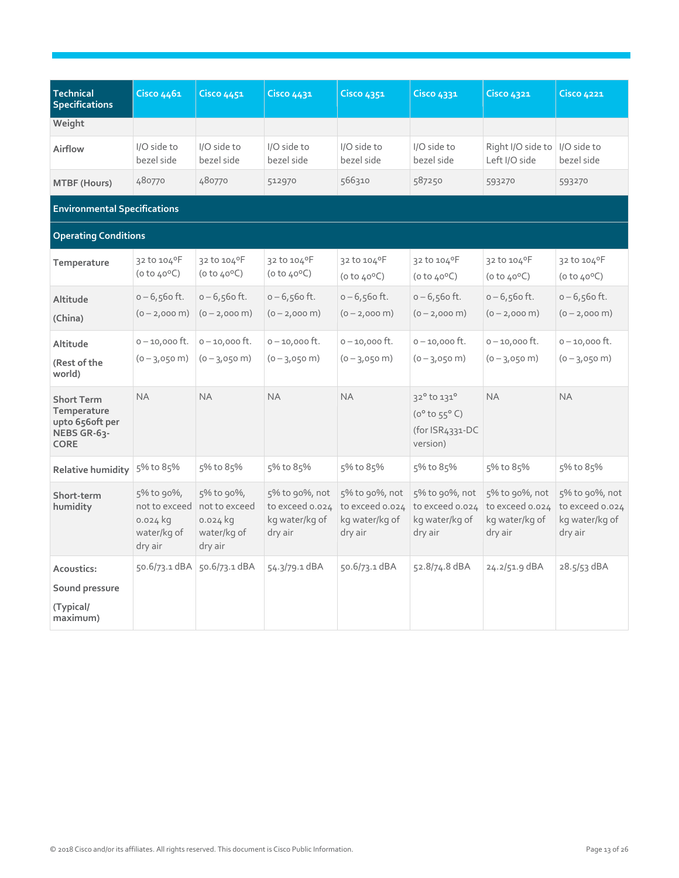| Technical Specifications | Cisco 4461 | Cisco 4451 | Cisco 4431 | Cisco 4351 | Cisco 4331 | Cisco 4321 | Cisco 4221 |
|---|---|---|---|---|---|---|---|
| Weight | | | | | | | |
| Airflow | I/O side to bezel side | I/O side to bezel side | I/O side to bezel side | I/O side to bezel side | I/O side to bezel side | Right I/O side to Left I/O side | I/O side to bezel side |
| MTBF (Hours) | 480770 | 480770 | 512970 | 566310 | 587250 | 593270 | 593270 |
| **Environmental Specifications** | | | | | | | |
| **Operating Conditions** | | | | | | | |
| Temperature | 32 to 104ºF (0 to 40ºC) | 32 to 104ºF (0 to 40ºC) | 32 to 104ºF (0 to 40ºC) | 32 to 104ºF (0 to 40ºC) | 32 to 104ºF (0 to 40ºC) | 32 to 104ºF (0 to 40ºC) | 32 to 104ºF (0 to 40ºC) |
| Altitude (China) | 0 – 6,560 ft. (0 – 2,000 m) | 0 – 6,560 ft. (0 – 2,000 m) | 0 – 6,560 ft. (0 – 2,000 m) | 0 – 6,560 ft. (0 – 2,000 m) | 0 – 6,560 ft. (0 – 2,000 m) | 0 – 6,560 ft. (0 – 2,000 m) | 0 – 6,560 ft. (0 – 2,000 m) |
| Altitude (Rest of the world) | 0 – 10,000 ft. (0 – 3,050 m) | 0 – 10,000 ft. (0 – 3,050 m) | 0 – 10,000 ft. (0 – 3,050 m) | 0 – 10,000 ft. (0 – 3,050 m) | 0 – 10,000 ft. (0 – 3,050 m) | 0 – 10,000 ft. (0 – 3,050 m) | 0 – 10,000 ft. (0 – 3,050 m) |
| Short Term Temperature upto 656oft per NEBS GR-63-CORE | NA | NA | NA | NA | 32° to 131° (0° to 55° C) (for ISR4331-DC version) | NA | NA |
| Relative humidity | 5% to 85% | 5% to 85% | 5% to 85% | 5% to 85% | 5% to 85% | 5% to 85% | 5% to 85% |
| Short-term humidity | 5% to 90%, not to exceed 0.024 kg water/kg of dry air | 5% to 90%, not to exceed 0.024 kg water/kg of dry air | 5% to 90%, not to exceed 0.024 kg water/kg of dry air | 5% to 90%, not to exceed 0.024 kg water/kg of dry air | 5% to 90%, not to exceed 0.024 kg water/kg of dry air | 5% to 90%, not to exceed 0.024 kg water/kg of dry air | 5% to 90%, not to exceed 0.024 kg water/kg of dry air |
| Acoustics: Sound pressure (Typical/ maximum) | 50.6/73.1 dBA | 50.6/73.1 dBA | 54.3/79.1 dBA | 50.6/73.1 dBA | 52.8/74.8 dBA | 24.2/51.9 dBA | 28.5/53 dBA |

© 2018 Cisco and/or its affiliates. All rights reserved. This document is Cisco Public Information.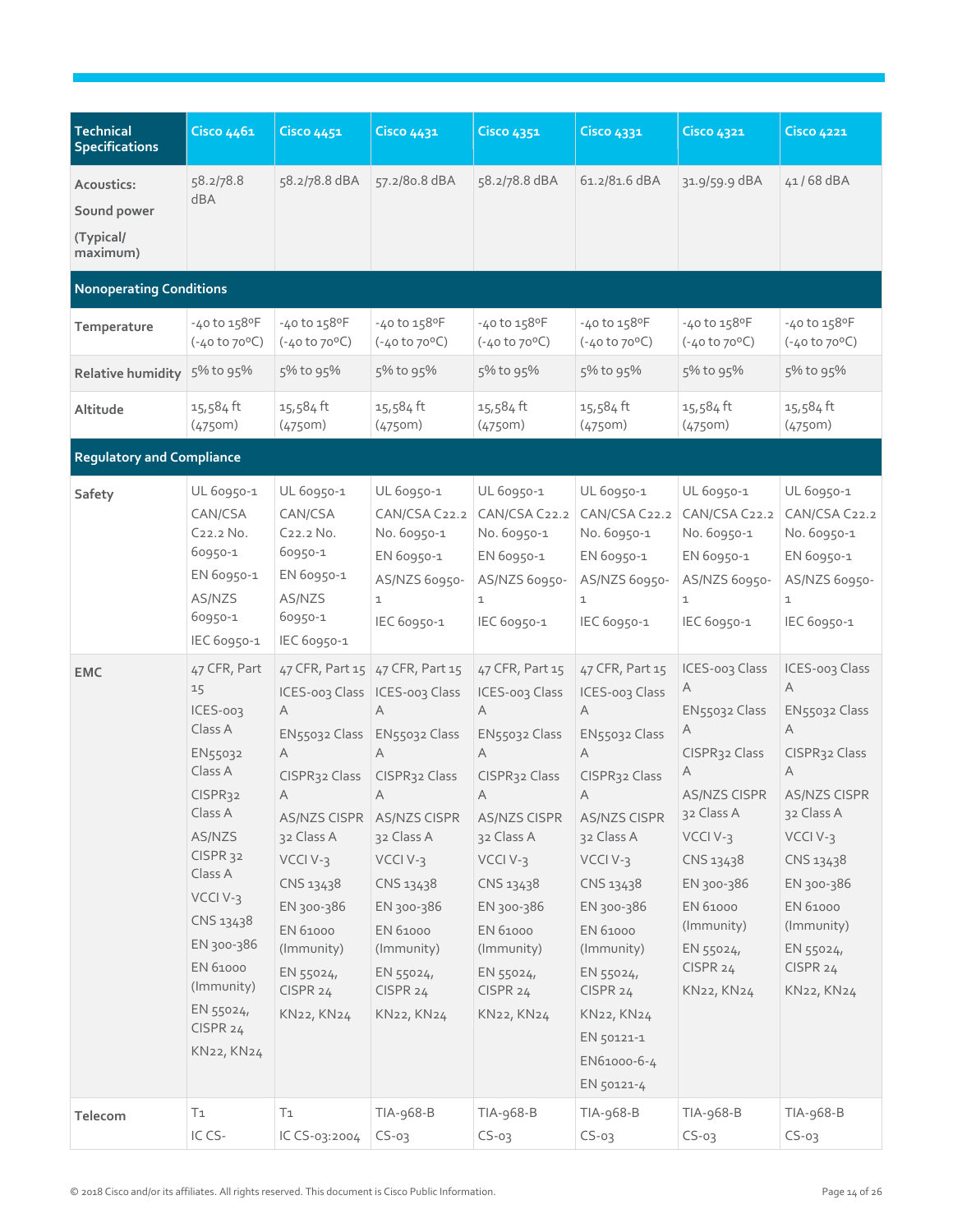| Technical Specifications | Cisco 4461 | Cisco 4451 | Cisco 4431 | Cisco 4351 | Cisco 4331 | Cisco 4321 | Cisco 4221 |
|---|---|---|---|---|---|---|---|
| Acoustics: Sound power (Typical/ maximum) | 58.2/78.8 dBA | 58.2/78.8 dBA | 57.2/80.8 dBA | 58.2/78.8 dBA | 61.2/81.6 dBA | 31.9/59.9 dBA | 41 / 68 dBA |
| **Nonoperating Conditions** | | | | | | | |
| Temperature | -40 to 158ºF (-40 to 70ºC) | -40 to 158ºF (-40 to 70ºC) | -40 to 158ºF (-40 to 70ºC) | -40 to 158ºF (-40 to 70ºC) | -40 to 158ºF (-40 to 70ºC) | -40 to 158ºF (-40 to 70ºC) | -40 to 158ºF (-40 to 70ºC) |
| Relative humidity | 5% to 95% | 5% to 95% | 5% to 95% | 5% to 95% | 5% to 95% | 5% to 95% | 5% to 95% |
| Altitude | 15,584 ft (4750m) | 15,584 ft (4750m) | 15,584 ft (4750m) | 15,584 ft (4750m) | 15,584 ft (4750m) | 15,584 ft (4750m) | 15,584 ft (4750m) |
| **Regulatory and Compliance** | | | | | | | |
| Safety | UL 60950-1<br>CAN/CSA C22.2 No. 60950-1<br>EN 60950-1<br>AS/NZS 60950-1<br>IEC 60950-1 | UL 60950-1<br>CAN/CSA C22.2 No. 60950-1<br>EN 60950-1<br>AS/NZS 60950-1<br>IEC 60950-1 | UL 60950-1<br>CAN/CSA C22.2 No. 60950-1<br>EN 60950-1<br>AS/NZS 60950-1<br>IEC 60950-1 | UL 60950-1<br>CAN/CSA C22.2 No. 60950-1<br>EN 60950-1<br>AS/NZS 60950-1<br>IEC 60950-1 | UL 60950-1<br>CAN/CSA C22.2 No. 60950-1<br>EN 60950-1<br>AS/NZS 60950-1<br>IEC 60950-1 | UL 60950-1<br>CAN/CSA C22.2 No. 60950-1<br>EN 60950-1<br>AS/NZS 60950-1<br>IEC 60950-1 | UL 60950-1<br>CAN/CSA C22.2 No. 60950-1<br>EN 60950-1<br>AS/NZS 60950-1<br>IEC 60950-1 |
| EMC | 47 CFR, Part 15<br>ICES-003 Class A<br>EN55032 Class A<br>CISPR32 Class A<br>AS/NZS CISPR 32 Class A<br>VCCI V-3<br>CNS 13438<br>EN 300-386<br>EN 61000 (Immunity)<br>EN 55024, CISPR 24<br>KN22, KN24 | 47 CFR, Part 15<br>ICES-003 Class A<br>EN55032 Class A<br>CISPR32 Class A<br>AS/NZS CISPR 32 Class A<br>VCCI V-3<br>CNS 13438<br>EN 300-386<br>EN 61000 (Immunity)<br>EN 55024, CISPR 24<br>KN22, KN24 | 47 CFR, Part 15<br>ICES-003 Class A<br>EN55032 Class A<br>CISPR32 Class A<br>AS/NZS CISPR 32 Class A<br>VCCI V-3<br>CNS 13438<br>EN 300-386<br>EN 61000 (Immunity)<br>EN 55024, CISPR 24<br>KN22, KN24 | 47 CFR, Part 15<br>ICES-003 Class A<br>EN55032 Class A<br>CISPR32 Class A<br>AS/NZS CISPR 32 Class A<br>VCCI V-3<br>CNS 13438<br>EN 300-386<br>EN 61000 (Immunity)<br>EN 55024, CISPR 24<br>KN22, KN24 | 47 CFR, Part 15<br>ICES-003 Class A<br>EN55032 Class A<br>CISPR32 Class A<br>AS/NZS CISPR 32 Class A<br>VCCI V-3<br>CNS 13438<br>EN 300-386<br>EN 61000 (Immunity)<br>EN 55024, CISPR 24<br>KN22, KN24<br>EN 50121-1<br>EN61000-6-4<br>EN 50121-4 | ICES-003 Class A<br>EN55032 Class A<br>CISPR32 Class A<br>AS/NZS CISPR 32 Class A<br>VCCI V-3<br>CNS 13438<br>EN 300-386<br>EN 61000 (Immunity)<br>EN 55024, CISPR 24<br>KN22, KN24 | ICES-003 Class A<br>EN55032 Class A<br>CISPR32 Class A<br>AS/NZS CISPR 32 Class A<br>VCCI V-3<br>CNS 13438<br>EN 300-386<br>EN 61000 (Immunity)<br>EN 55024, CISPR 24<br>KN22, KN24 |
| Telecom | T1<br>IC CS- | T1<br>IC CS-03:2004 | TIA-968-B<br>CS-03 | TIA-968-B<br>CS-03 | TIA-968-B<br>CS-03 | TIA-968-B<br>CS-03 | TIA-968-B<br>CS-03 |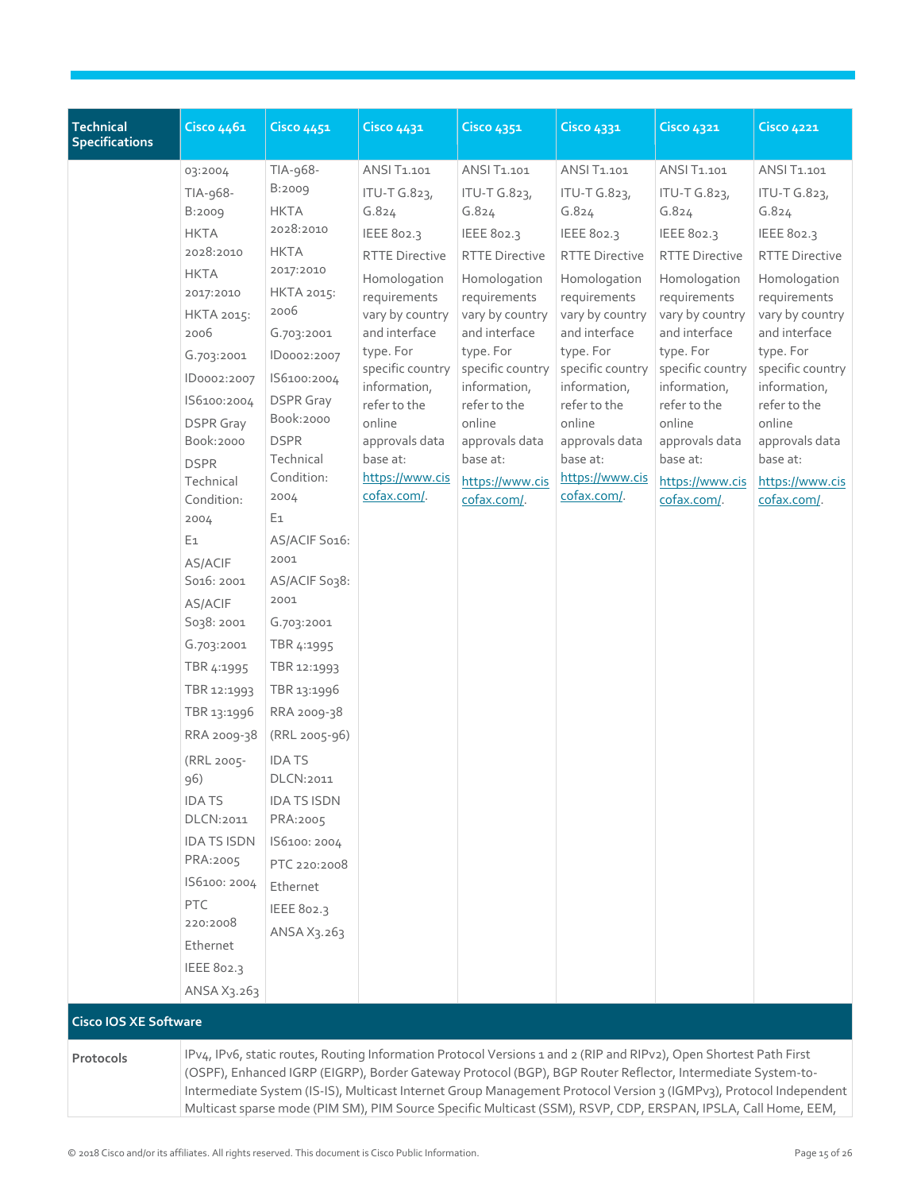| Technical Specifications | Cisco 4461 | Cisco 4451 | Cisco 4431 | Cisco 4351 | Cisco 4331 | Cisco 4321 | Cisco 4221 |
|---|---|---|---|---|---|---|---|
| | 03:2004<br>TIA-968-B:2009<br>HKTA 2028:2010<br>HKTA 2017:2010<br>HKTA 2015: 2006<br>G.703:2001<br>ID0002:2007<br>IS6100:2004<br>DSPR Gray Book:2000<br>DSPR Technical Condition: 2004<br>E1<br>AS/ACIF S016: 2001<br>AS/ACIF S038: 2001<br>G.703:2001<br>TBR 4:1995<br>TBR 12:1993<br>TBR 13:1996<br>RRA 2009-38<br>(RRL 2005-96)<br>IDA TS DLCN:2011<br>IDA TS ISDN PRA:2005<br>IS6100: 2004<br>PTC 220:2008<br>Ethernet<br>IEEE 802.3<br>ANSA X3.263 | TIA-968-B:2009<br>HKTA 2028:2010<br>HKTA 2017:2010<br>HKTA 2015: 2006<br>G.703:2001<br>ID0002:2007<br>IS6100:2004<br>DSPR Gray Book:2000<br>DSPR Technical Condition: 2004<br>E1<br>AS/ACIF S016: 2001<br>AS/ACIF S038: 2001<br>G.703:2001<br>TBR 4:1995<br>TBR 12:1993<br>TBR 13:1996<br>RRA 2009-38<br>(RRL 2005-96)<br>IDA TS DLCN:2011<br>IDA TS ISDN PRA:2005<br>IS6100: 2004<br>PTC 220:2008<br>Ethernet<br>IEEE 802.3<br>ANSA X3.263 | ANSI T1.101<br>ITU-T G.823, G.824<br>IEEE 802.3<br>RTTE Directive<br>Homologation requirements vary by country and interface type. For specific country information, refer to the online approvals data base at: https://www.ciscofax.com/. | ANSI T1.101<br>ITU-T G.823, G.824<br>IEEE 802.3<br>RTTE Directive<br>Homologation requirements vary by country and interface type. For specific country information, refer to the online approvals data base at: https://www.ciscofax.com/. | ANSI T1.101<br>ITU-T G.823, G.824<br>IEEE 802.3<br>RTTE Directive<br>Homologation requirements vary by country and interface type. For specific country information, refer to the online approvals data base at: https://www.ciscofax.com/. | ANSI T1.101<br>ITU-T G.823, G.824<br>IEEE 802.3<br>RTTE Directive<br>Homologation requirements vary by country and interface type. For specific country information, refer to the online approvals data base at: https://www.ciscofax.com/. | ANSI T1.101<br>ITU-T G.823, G.824<br>IEEE 802.3<br>RTTE Directive<br>Homologation requirements vary by country and interface type. For specific country information, refer to the online approvals data base at: https://www.ciscofax.com/. |
| **Cisco IOS XE Software** | | | | | | | |
| **Protocols** | IPv4, IPv6, static routes, Routing Information Protocol Versions 1 and 2 (RIP and RIPv2), Open Shortest Path First (OSPF), Enhanced IGRP (EIGRP), Border Gateway Protocol (BGP), BGP Router Reflector, Intermediate System-to-Intermediate System (IS-IS), Multicast Internet Group Management Protocol Version 3 (IGMPv3), Protocol Independent Multicast sparse mode (PIM SM), PIM Source Specific Multicast (SSM), RSVP, CDP, ERSPAN, IPSLA, Call Home, EEM, | | | | | | |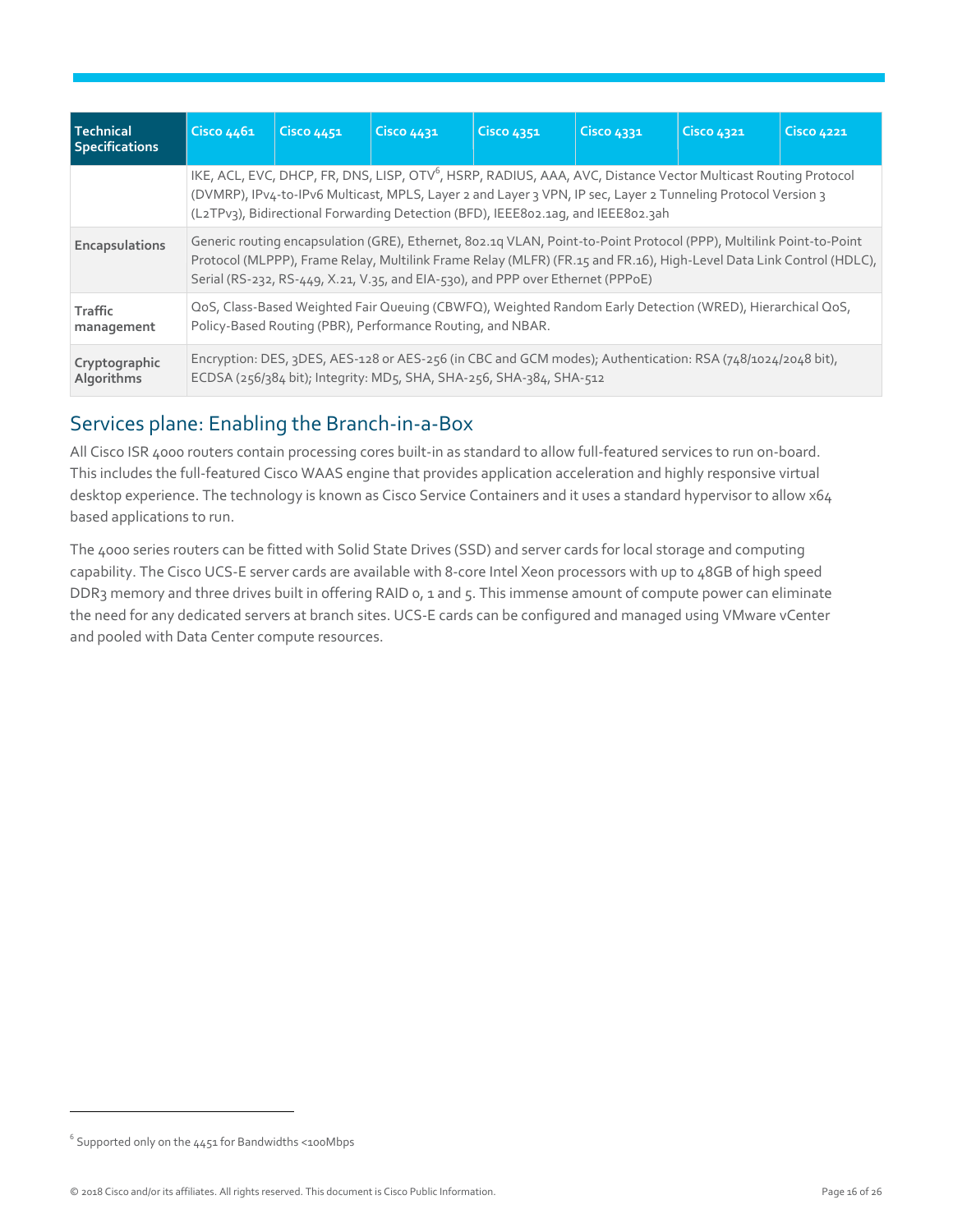| Technical Specifications | Cisco 4461 | Cisco 4451 | Cisco 4431 | Cisco 4351 | Cisco 4331 | Cisco 4321 | Cisco 4221 |
|---|---|---|---|---|---|---|---|
| | IKE, ACL, EVC, DHCP, FR, DNS, LISP, OTV[6], HSRP, RADIUS, AAA, AVC, Distance Vector Multicast Routing Protocol (DVMRP), IPv4-to-IPv6 Multicast, MPLS, Layer 2 and Layer 3 VPN, IP sec, Layer 2 Tunneling Protocol Version 3 (L2TPv3), Bidirectional Forwarding Detection (BFD), IEEE802.1ag, and IEEE802.3ah | | | | | | |
| **Encapsulations** | Generic routing encapsulation (GRE), Ethernet, 802.1q VLAN, Point-to-Point Protocol (PPP), Multilink Point-to-Point Protocol (MLPPP), Frame Relay, Multilink Frame Relay (MLFR) (FR.15 and FR.16), High-Level Data Link Control (HDLC), Serial (RS-232, RS-449, X.21, V.35, and EIA-530), and PPP over Ethernet (PPPoE) | | | | | | |
| **Traffic management** | QoS, Class-Based Weighted Fair Queuing (CBWFQ), Weighted Random Early Detection (WRED), Hierarchical QoS, Policy-Based Routing (PBR), Performance Routing, and NBAR. | | | | | | |
| **Cryptographic Algorithms** | Encryption: DES, 3DES, AES-128 or AES-256 (in CBC and GCM modes); Authentication: RSA (748/1024/2048 bit), ECDSA (256/384 bit); Integrity: MD5, SHA, SHA-256, SHA-384, SHA-512 | | | | | | |

## Services plane: Enabling the Branch-in-a-Box

All Cisco ISR 4000 routers contain processing cores built-in as standard to allow full-featured services to run on-board. This includes the full-featured Cisco WAAS engine that provides application acceleration and highly responsive virtual desktop experience. The technology is known as Cisco Service Containers and it uses a standard hypervisor to allow x64 based applications to run.

The 4000 series routers can be fitted with Solid State Drives (SSD) and server cards for local storage and computing capability. The Cisco UCS-E server cards are available with 8-core Intel Xeon processors with up to 48GB of high speed DDR3 memory and three drives built in offering RAID 0, 1 and 5. This immense amount of compute power can eliminate the need for any dedicated servers at branch sites. UCS-E cards can be configured and managed using VMware vCenter and pooled with Data Center compute resources.

[6] Supported only on the 4451 for Bandwidths <100Mbps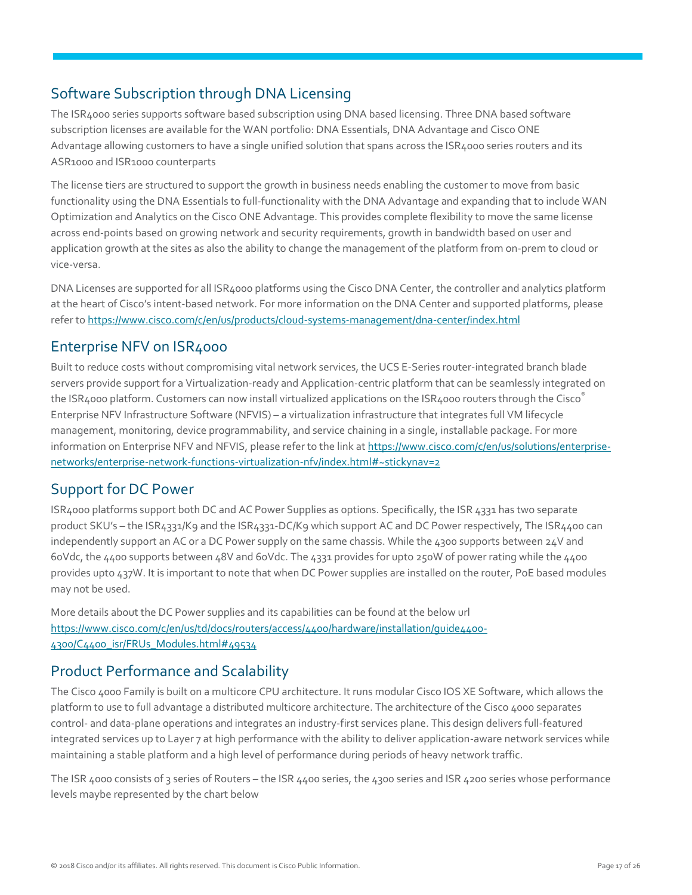## Software Subscription through DNA Licensing

The ISR4000 series supports software based subscription using DNA based licensing. Three DNA based software subscription licenses are available for the WAN portfolio: DNA Essentials, DNA Advantage and Cisco ONE Advantage allowing customers to have a single unified solution that spans across the ISR4000 series routers and its ASR1000 and ISR1000 counterparts

The license tiers are structured to support the growth in business needs enabling the customer to move from basic functionality using the DNA Essentials to full-functionality with the DNA Advantage and expanding that to include WAN Optimization and Analytics on the Cisco ONE Advantage. This provides complete flexibility to move the same license across end-points based on growing network and security requirements, growth in bandwidth based on user and application growth at the sites as also the ability to change the management of the platform from on-prem to cloud or vice-versa.

DNA Licenses are supported for all ISR4000 platforms using the Cisco DNA Center, the controller and analytics platform at the heart of Cisco's intent-based network. For more information on the DNA Center and supported platforms, please refer to https://www.cisco.com/c/en/us/products/cloud-systems-management/dna-center/index.html

## Enterprise NFV on ISR4000

Built to reduce costs without compromising vital network services, the UCS E-Series router-integrated branch blade servers provide support for a Virtualization-ready and Application-centric platform that can be seamlessly integrated on the ISR4000 platform. Customers can now install virtualized applications on the ISR4000 routers through the Cisco® Enterprise NFV Infrastructure Software (NFVIS) – a virtualization infrastructure that integrates full VM lifecycle management, monitoring, device programmability, and service chaining in a single, installable package. For more information on Enterprise NFV and NFVIS, please refer to the link at https://www.cisco.com/c/en/us/solutions/enterprise-networks/enterprise-network-functions-virtualization-nfv/index.html#~stickynav=2

## Support for DC Power

ISR4000 platforms support both DC and AC Power Supplies as options. Specifically, the ISR 4331 has two separate product SKU's – the ISR4331/K9 and the ISR4331-DC/K9 which support AC and DC Power respectively, The ISR4400 can independently support an AC or a DC Power supply on the same chassis. While the 4300 supports between 24V and 60Vdc, the 4400 supports between 48V and 60Vdc. The 4331 provides for upto 250W of power rating while the 4400 provides upto 437W. It is important to note that when DC Power supplies are installed on the router, PoE based modules may not be used.

More details about the DC Power supplies and its capabilities can be found at the below url https://www.cisco.com/c/en/us/td/docs/routers/access/4400/hardware/installation/guide4400-4300/C4400_isr/FRUs_Modules.html#49534

## Product Performance and Scalability

The Cisco 4000 Family is built on a multicore CPU architecture. It runs modular Cisco IOS XE Software, which allows the platform to use to full advantage a distributed multicore architecture. The architecture of the Cisco 4000 separates control- and data-plane operations and integrates an industry-first services plane. This design delivers full-featured integrated services up to Layer 7 at high performance with the ability to deliver application-aware network services while maintaining a stable platform and a high level of performance during periods of heavy network traffic.

The ISR 4000 consists of 3 series of Routers – the ISR 4400 series, the 4300 series and ISR 4200 series whose performance levels maybe represented by the chart below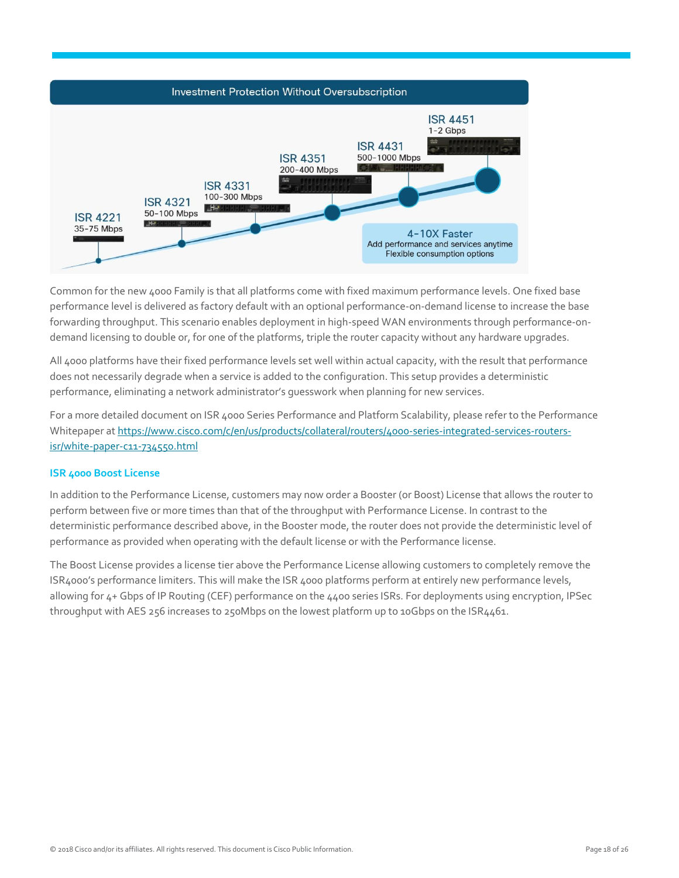Investment Protection Without Oversubscription

ISR 4221
35-75 Mbps

ISR 4321
50-100 Mbps

ISR 4331
100-300 Mbps

ISR 4351
200-400 Mbps

ISR 4431
500-1000 Mbps

ISR 4451
1-2 Gbps

4-10X Faster
Add performance and services anytime
Flexible consumption options

Common for the new 4000 Family is that all platforms come with fixed maximum performance levels. One fixed base performance level is delivered as factory default with an optional performance-on-demand license to increase the base forwarding throughput. This scenario enables deployment in high-speed WAN environments through performance-on-demand licensing to double or, for one of the platforms, triple the router capacity without any hardware upgrades.

All 4000 platforms have their fixed performance levels set well within actual capacity, with the result that performance does not necessarily degrade when a service is added to the configuration. This setup provides a deterministic performance, eliminating a network administrator's guesswork when planning for new services.

For a more detailed document on ISR 4000 Series Performance and Platform Scalability, please refer to the Performance Whitepaper at https://www.cisco.com/c/en/us/products/collateral/routers/4000-series-integrated-services-routers-isr/white-paper-c11-734550.html

### ISR 4000 Boost License

In addition to the Performance License, customers may now order a Booster (or Boost) License that allows the router to perform between five or more times than that of the throughput with Performance License. In contrast to the deterministic performance described above, in the Booster mode, the router does not provide the deterministic level of performance as provided when operating with the default license or with the Performance license.

The Boost License provides a license tier above the Performance License allowing customers to completely remove the ISR4000's performance limiters. This will make the ISR 4000 platforms perform at entirely new performance levels, allowing for 4+ Gbps of IP Routing (CEF) performance on the 4400 series ISRs. For deployments using encryption, IPSec throughput with AES 256 increases to 250Mbps on the lowest platform up to 10Gbps on the ISR4461.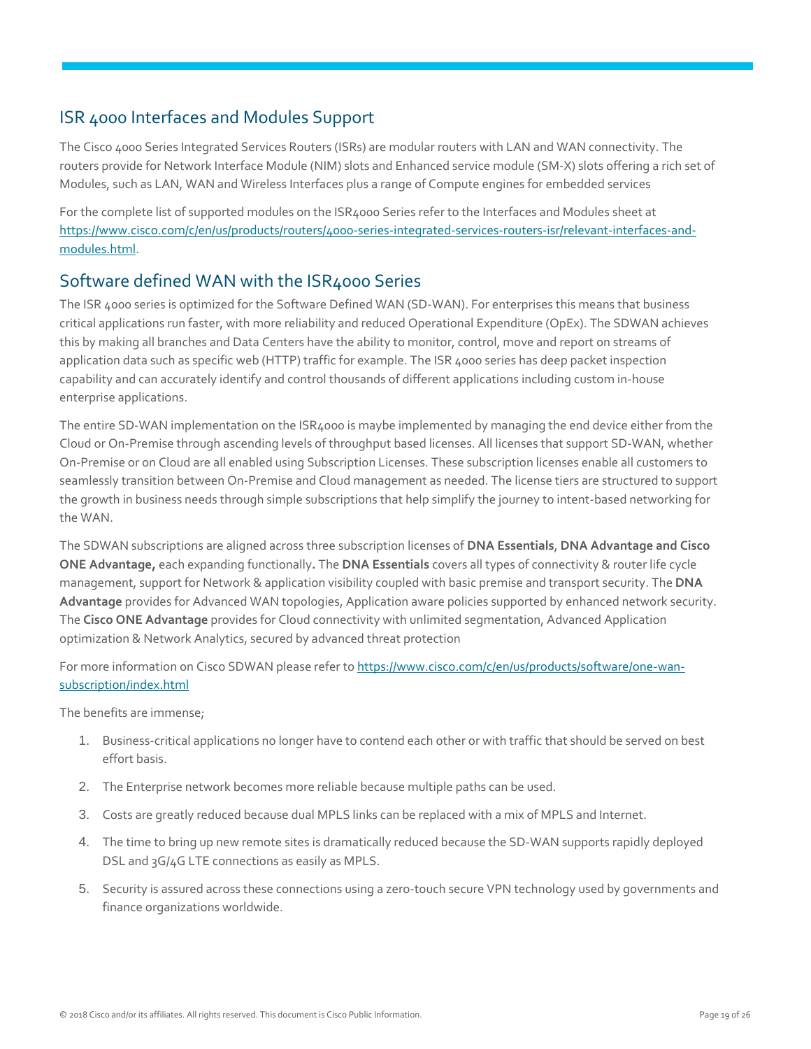## ISR 4000 Interfaces and Modules Support

The Cisco 4000 Series Integrated Services Routers (ISRs) are modular routers with LAN and WAN connectivity. The routers provide for Network Interface Module (NIM) slots and Enhanced service module (SM-X) slots offering a rich set of Modules, such as LAN, WAN and Wireless Interfaces plus a range of Compute engines for embedded services

For the complete list of supported modules on the ISR4000 Series refer to the Interfaces and Modules sheet at https://www.cisco.com/c/en/us/products/routers/4000-series-integrated-services-routers-isr/relevant-interfaces-and-modules.html.

## Software defined WAN with the ISR4000 Series

The ISR 4000 series is optimized for the Software Defined WAN (SD-WAN). For enterprises this means that business critical applications run faster, with more reliability and reduced Operational Expenditure (OpEx). The SDWAN achieves this by making all branches and Data Centers have the ability to monitor, control, move and report on streams of application data such as specific web (HTTP) traffic for example. The ISR 4000 series has deep packet inspection capability and can accurately identify and control thousands of different applications including custom in-house enterprise applications.

The entire SD-WAN implementation on the ISR4000 is maybe implemented by managing the end device either from the Cloud or On-Premise through ascending levels of throughput based licenses. All licenses that support SD-WAN, whether On-Premise or on Cloud are all enabled using Subscription Licenses. These subscription licenses enable all customers to seamlessly transition between On-Premise and Cloud management as needed. The license tiers are structured to support the growth in business needs through simple subscriptions that help simplify the journey to intent-based networking for the WAN.

The SDWAN subscriptions are aligned across three subscription licenses of **DNA Essentials**, **DNA Advantage and Cisco ONE Advantage,** each expanding functionally**.** The **DNA Essentials** covers all types of connectivity & router life cycle management, support for Network & application visibility coupled with basic premise and transport security. The **DNA Advantage** provides for Advanced WAN topologies, Application aware policies supported by enhanced network security. The **Cisco ONE Advantage** provides for Cloud connectivity with unlimited segmentation, Advanced Application optimization & Network Analytics, secured by advanced threat protection

For more information on Cisco SDWAN please refer to https://www.cisco.com/c/en/us/products/software/one-wan-subscription/index.html

The benefits are immense;

1. Business-critical applications no longer have to contend each other or with traffic that should be served on best effort basis.
2. The Enterprise network becomes more reliable because multiple paths can be used.
3. Costs are greatly reduced because dual MPLS links can be replaced with a mix of MPLS and Internet.
4. The time to bring up new remote sites is dramatically reduced because the SD-WAN supports rapidly deployed DSL and 3G/4G LTE connections as easily as MPLS.
5. Security is assured across these connections using a zero-touch secure VPN technology used by governments and finance organizations worldwide.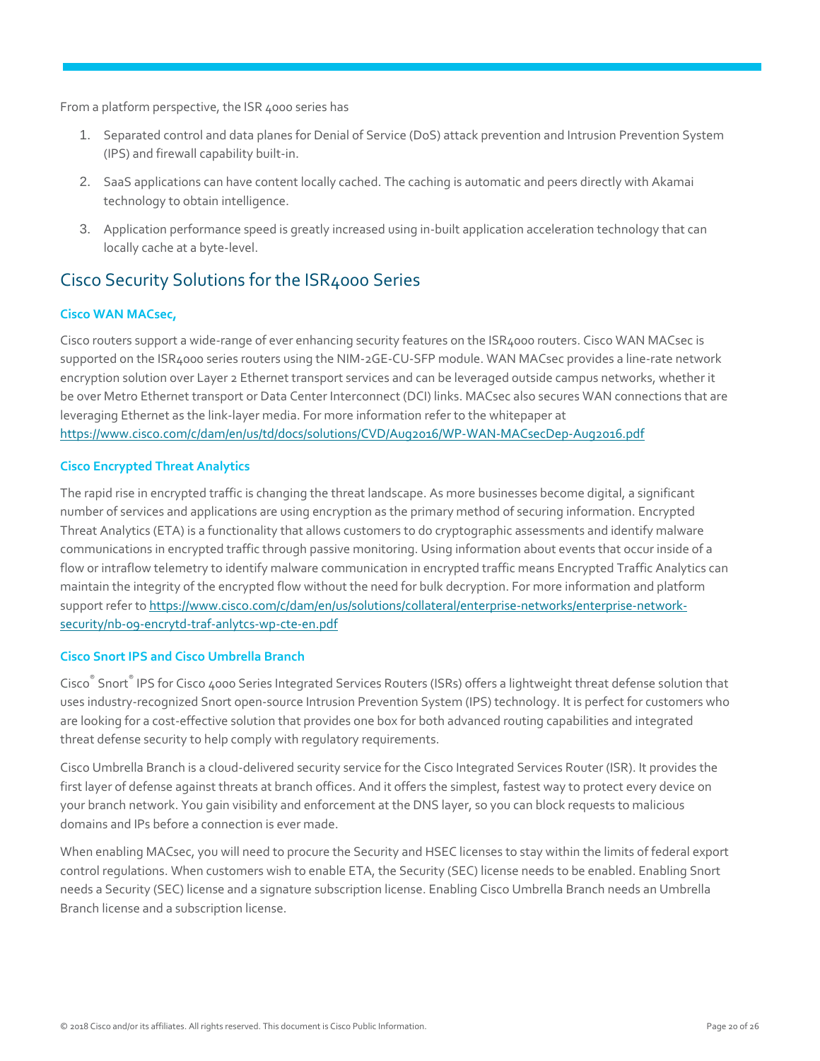From a platform perspective, the ISR 4000 series has

1. Separated control and data planes for Denial of Service (DoS) attack prevention and Intrusion Prevention System (IPS) and firewall capability built-in.
2. SaaS applications can have content locally cached. The caching is automatic and peers directly with Akamai technology to obtain intelligence.
3. Application performance speed is greatly increased using in-built application acceleration technology that can locally cache at a byte-level.

## Cisco Security Solutions for the ISR4000 Series

### Cisco WAN MACsec,

Cisco routers support a wide-range of ever enhancing security features on the ISR4000 routers. Cisco WAN MACsec is supported on the ISR4000 series routers using the NIM-2GE-CU-SFP module. WAN MACsec provides a line-rate network encryption solution over Layer 2 Ethernet transport services and can be leveraged outside campus networks, whether it be over Metro Ethernet transport or Data Center Interconnect (DCI) links. MACsec also secures WAN connections that are leveraging Ethernet as the link-layer media. For more information refer to the whitepaper at https://www.cisco.com/c/dam/en/us/td/docs/solutions/CVD/Aug2016/WP-WAN-MACsecDep-Aug2016.pdf

### Cisco Encrypted Threat Analytics

The rapid rise in encrypted traffic is changing the threat landscape. As more businesses become digital, a significant number of services and applications are using encryption as the primary method of securing information. Encrypted Threat Analytics (ETA) is a functionality that allows customers to do cryptographic assessments and identify malware communications in encrypted traffic through passive monitoring. Using information about events that occur inside of a flow or intraflow telemetry to identify malware communication in encrypted traffic means Encrypted Traffic Analytics can maintain the integrity of the encrypted flow without the need for bulk decryption. For more information and platform support refer to https://www.cisco.com/c/dam/en/us/solutions/collateral/enterprise-networks/enterprise-network-security/nb-09-encrytd-traf-anlytcs-wp-cte-en.pdf

### Cisco Snort IPS and Cisco Umbrella Branch

Cisco® Snort® IPS for Cisco 4000 Series Integrated Services Routers (ISRs) offers a lightweight threat defense solution that uses industry-recognized Snort open-source Intrusion Prevention System (IPS) technology. It is perfect for customers who are looking for a cost-effective solution that provides one box for both advanced routing capabilities and integrated threat defense security to help comply with regulatory requirements.

Cisco Umbrella Branch is a cloud-delivered security service for the Cisco Integrated Services Router (ISR). It provides the first layer of defense against threats at branch offices. And it offers the simplest, fastest way to protect every device on your branch network. You gain visibility and enforcement at the DNS layer, so you can block requests to malicious domains and IPs before a connection is ever made.

When enabling MACsec, you will need to procure the Security and HSEC licenses to stay within the limits of federal export control regulations. When customers wish to enable ETA, the Security (SEC) license needs to be enabled. Enabling Snort needs a Security (SEC) license and a signature subscription license. Enabling Cisco Umbrella Branch needs an Umbrella Branch license and a subscription license.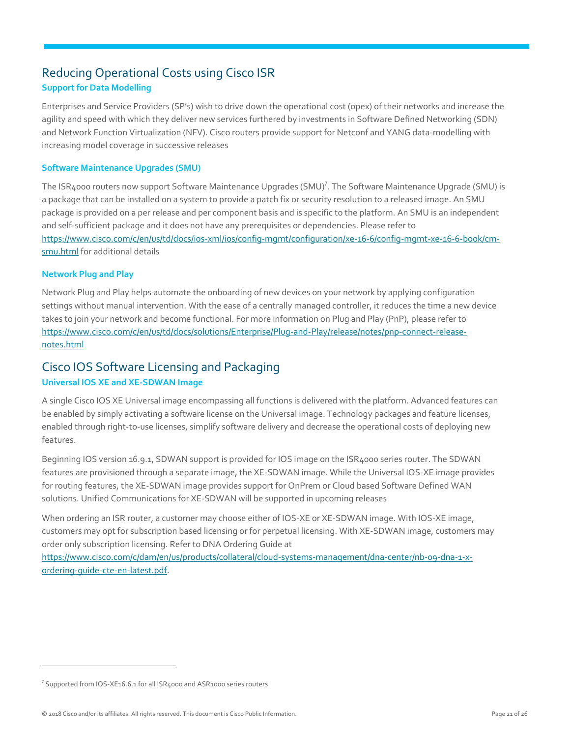## Reducing Operational Costs using Cisco ISR

### Support for Data Modelling

Enterprises and Service Providers (SP's) wish to drive down the operational cost (opex) of their networks and increase the agility and speed with which they deliver new services furthered by investments in Software Defined Networking (SDN) and Network Function Virtualization (NFV). Cisco routers provide support for Netconf and YANG data-modelling with increasing model coverage in successive releases

### Software Maintenance Upgrades (SMU)

The ISR4000 routers now support Software Maintenance Upgrades (SMU)[7]. The Software Maintenance Upgrade (SMU) is a package that can be installed on a system to provide a patch fix or security resolution to a released image. An SMU package is provided on a per release and per component basis and is specific to the platform. An SMU is an independent and self-sufficient package and it does not have any prerequisites or dependencies. Please refer to https://www.cisco.com/c/en/us/td/docs/ios-xml/ios/config-mgmt/configuration/xe-16-6/config-mgmt-xe-16-6-book/cm-smu.html for additional details

### Network Plug and Play

Network Plug and Play helps automate the onboarding of new devices on your network by applying configuration settings without manual intervention. With the ease of a centrally managed controller, it reduces the time a new device takes to join your network and become functional. For more information on Plug and Play (PnP), please refer to https://www.cisco.com/c/en/us/td/docs/solutions/Enterprise/Plug-and-Play/release/notes/pnp-connect-release-notes.html

## Cisco IOS Software Licensing and Packaging

### Universal IOS XE and XE-SDWAN Image

A single Cisco IOS XE Universal image encompassing all functions is delivered with the platform. Advanced features can be enabled by simply activating a software license on the Universal image. Technology packages and feature licenses, enabled through right-to-use licenses, simplify software delivery and decrease the operational costs of deploying new features.

Beginning IOS version 16.9.1, SDWAN support is provided for IOS image on the ISR4000 series router. The SDWAN features are provisioned through a separate image, the XE-SDWAN image. While the Universal IOS-XE image provides for routing features, the XE-SDWAN image provides support for OnPrem or Cloud based Software Defined WAN solutions. Unified Communications for XE-SDWAN will be supported in upcoming releases

When ordering an ISR router, a customer may choose either of IOS-XE or XE-SDWAN image. With IOS-XE image, customers may opt for subscription based licensing or for perpetual licensing. With XE-SDWAN image, customers may order only subscription licensing. Refer to DNA Ordering Guide at https://www.cisco.com/c/dam/en/us/products/collateral/cloud-systems-management/dna-center/nb-09-dna-1-x-ordering-guide-cte-en-latest.pdf.

---

[7] Supported from IOS-XE16.6.1 for all ISR4000 and ASR1000 series routers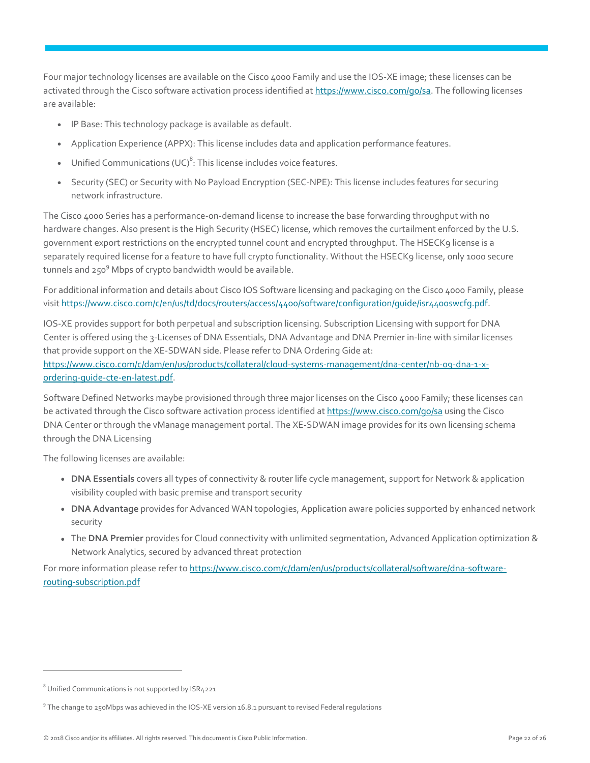Four major technology licenses are available on the Cisco 4000 Family and use the IOS-XE image; these licenses can be activated through the Cisco software activation process identified at https://www.cisco.com/go/sa. The following licenses are available:

- IP Base: This technology package is available as default.
- Application Experience (APPX): This license includes data and application performance features.
- Unified Communications (UC)[8]: This license includes voice features.
- Security (SEC) or Security with No Payload Encryption (SEC-NPE): This license includes features for securing network infrastructure.

The Cisco 4000 Series has a performance-on-demand license to increase the base forwarding throughput with no hardware changes. Also present is the High Security (HSEC) license, which removes the curtailment enforced by the U.S. government export restrictions on the encrypted tunnel count and encrypted throughput. The HSECK9 license is a separately required license for a feature to have full crypto functionality. Without the HSECK9 license, only 1000 secure tunnels and 250[9] Mbps of crypto bandwidth would be available.

For additional information and details about Cisco IOS Software licensing and packaging on the Cisco 4000 Family, please visit https://www.cisco.com/c/en/us/td/docs/routers/access/4400/software/configuration/guide/isr4400swcfg.pdf.

IOS-XE provides support for both perpetual and subscription licensing. Subscription Licensing with support for DNA Center is offered using the 3-Licenses of DNA Essentials, DNA Advantage and DNA Premier in-line with similar licenses that provide support on the XE-SDWAN side. Please refer to DNA Ordering Gide at: https://www.cisco.com/c/dam/en/us/products/collateral/cloud-systems-management/dna-center/nb-09-dna-1-x-ordering-guide-cte-en-latest.pdf.

Software Defined Networks maybe provisioned through three major licenses on the Cisco 4000 Family; these licenses can be activated through the Cisco software activation process identified at https://www.cisco.com/go/sa using the Cisco DNA Center or through the vManage management portal. The XE-SDWAN image provides for its own licensing schema through the DNA Licensing

The following licenses are available:

- **DNA Essentials** covers all types of connectivity & router life cycle management, support for Network & application visibility coupled with basic premise and transport security
- **DNA Advantage** provides for Advanced WAN topologies, Application aware policies supported by enhanced network security
- The **DNA Premier** provides for Cloud connectivity with unlimited segmentation, Advanced Application optimization & Network Analytics, secured by advanced threat protection

For more information please refer to https://www.cisco.com/c/dam/en/us/products/collateral/software/dna-software-routing-subscription.pdf

[8] Unified Communications is not supported by ISR4221

[9] The change to 250Mbps was achieved in the IOS-XE version 16.8.1 pursuant to revised Federal regulations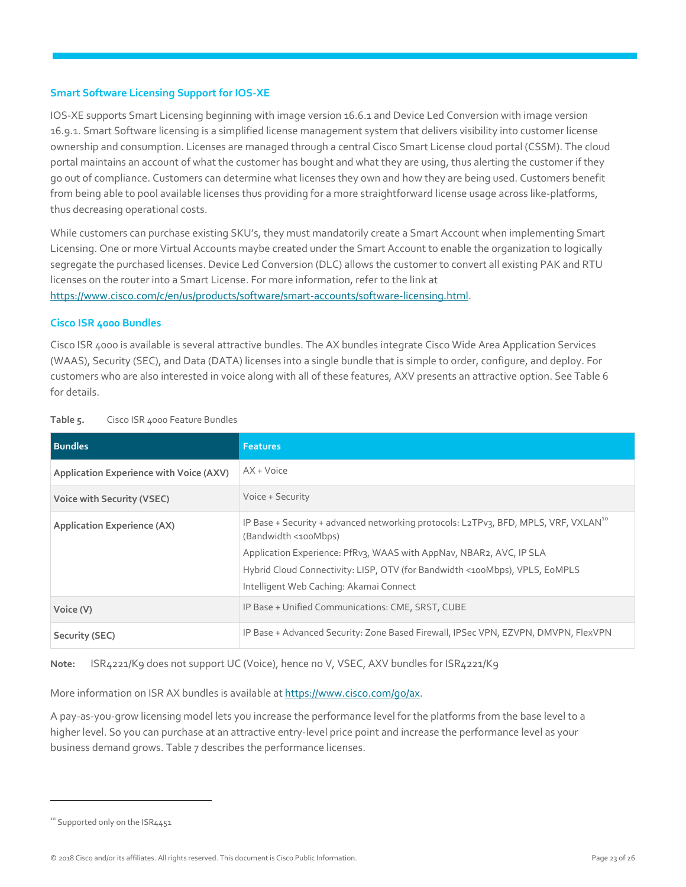## Smart Software Licensing Support for IOS-XE

IOS-XE supports Smart Licensing beginning with image version 16.6.1 and Device Led Conversion with image version 16.9.1. Smart Software licensing is a simplified license management system that delivers visibility into customer license ownership and consumption. Licenses are managed through a central Cisco Smart License cloud portal (CSSM). The cloud portal maintains an account of what the customer has bought and what they are using, thus alerting the customer if they go out of compliance. Customers can determine what licenses they own and how they are being used. Customers benefit from being able to pool available licenses thus providing for a more straightforward license usage across like-platforms, thus decreasing operational costs.

While customers can purchase existing SKU's, they must mandatorily create a Smart Account when implementing Smart Licensing. One or more Virtual Accounts maybe created under the Smart Account to enable the organization to logically segregate the purchased licenses. Device Led Conversion (DLC) allows the customer to convert all existing PAK and RTU licenses on the router into a Smart License. For more information, refer to the link at https://www.cisco.com/c/en/us/products/software/smart-accounts/software-licensing.html.

## Cisco ISR 4000 Bundles

Cisco ISR 4000 is available is several attractive bundles. The AX bundles integrate Cisco Wide Area Application Services (WAAS), Security (SEC), and Data (DATA) licenses into a single bundle that is simple to order, configure, and deploy. For customers who are also interested in voice along with all of these features, AXV presents an attractive option. See Table 6 for details.

**Table 5.** Cisco ISR 4000 Feature Bundles

| Bundles | Features |
|---|---|
| **Application Experience with Voice (AXV)** | AX + Voice |
| **Voice with Security (VSEC)** | Voice + Security |
| **Application Experience (AX)** | IP Base + Security + advanced networking protocols: L2TPv3, BFD, MPLS, VRF, VXLAN[10] (Bandwidth <100Mbps)<br>Application Experience: PfRv3, WAAS with AppNav, NBAR2, AVC, IP SLA<br>Hybrid Cloud Connectivity: LISP, OTV (for Bandwidth <100Mbps), VPLS, EoMPLS<br>Intelligent Web Caching: Akamai Connect |
| **Voice (V)** | IP Base + Unified Communications: CME, SRST, CUBE |
| **Security (SEC)** | IP Base + Advanced Security: Zone Based Firewall, IPSec VPN, EZVPN, DMVPN, FlexVPN |

**Note:** ISR4221/K9 does not support UC (Voice), hence no V, VSEC, AXV bundles for ISR4221/K9

More information on ISR AX bundles is available at https://www.cisco.com/go/ax.

A pay-as-you-grow licensing model lets you increase the performance level for the platforms from the base level to a higher level. So you can purchase at an attractive entry-level price point and increase the performance level as your business demand grows. Table 7 describes the performance licenses.

[10] Supported only on the ISR4451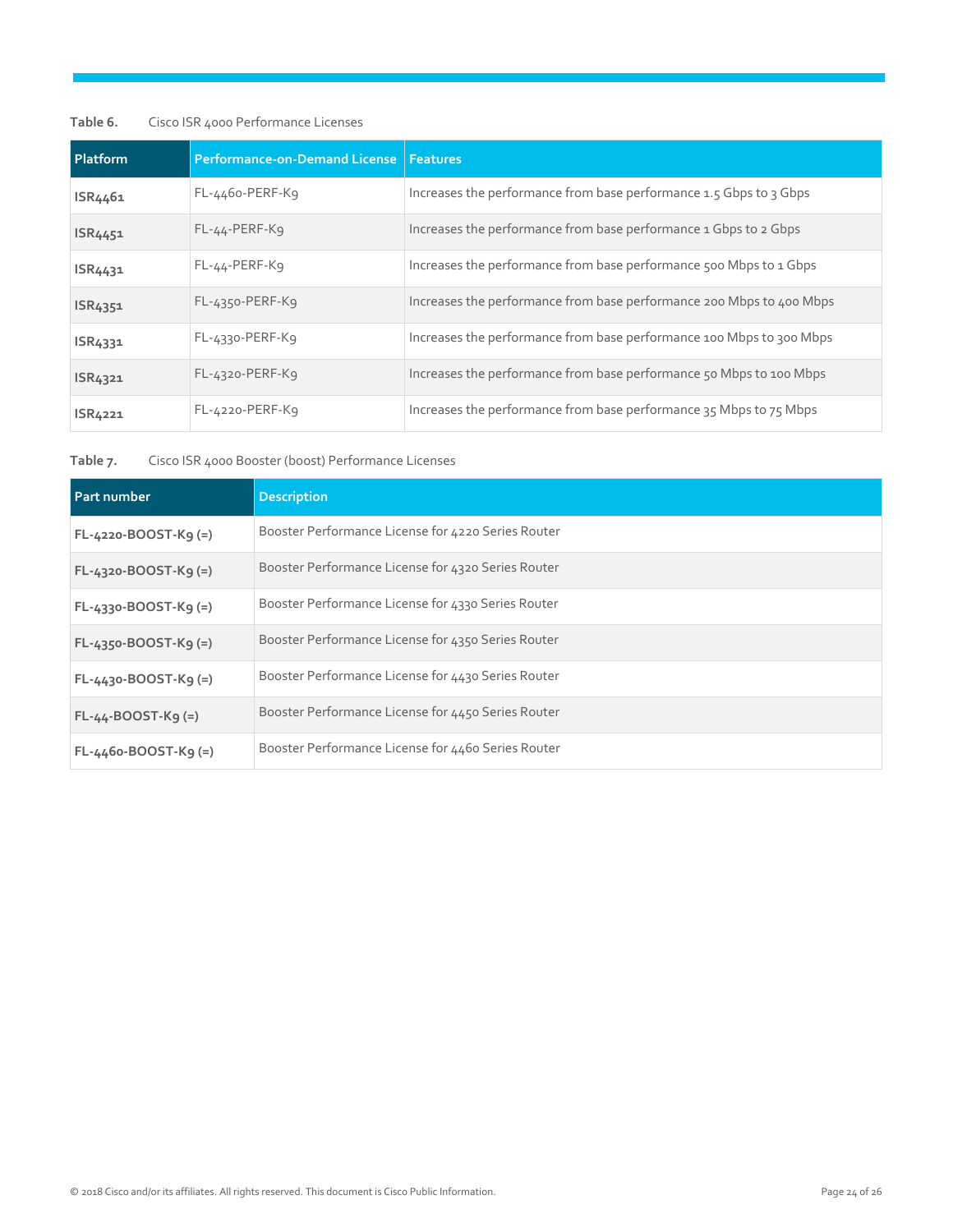**Table 6.** Cisco ISR 4000 Performance Licenses

| Platform | Performance-on-Demand License | Features |
| --- | --- | --- |
| **ISR4461** | FL-4460-PERF-K9 | Increases the performance from base performance 1.5 Gbps to 3 Gbps |
| **ISR4451** | FL-44-PERF-K9 | Increases the performance from base performance 1 Gbps to 2 Gbps |
| **ISR4431** | FL-44-PERF-K9 | Increases the performance from base performance 500 Mbps to 1 Gbps |
| **ISR4351** | FL-4350-PERF-K9 | Increases the performance from base performance 200 Mbps to 400 Mbps |
| **ISR4331** | FL-4330-PERF-K9 | Increases the performance from base performance 100 Mbps to 300 Mbps |
| **ISR4321** | FL-4320-PERF-K9 | Increases the performance from base performance 50 Mbps to 100 Mbps |
| **ISR4221** | FL-4220-PERF-K9 | Increases the performance from base performance 35 Mbps to 75 Mbps |

**Table 7.** Cisco ISR 4000 Booster (boost) Performance Licenses

| Part number | Description |
| --- | --- |
| **FL-4220-BOOST-K9 (=)** | Booster Performance License for 4220 Series Router |
| **FL-4320-BOOST-K9 (=)** | Booster Performance License for 4320 Series Router |
| **FL-4330-BOOST-K9 (=)** | Booster Performance License for 4330 Series Router |
| **FL-4350-BOOST-K9 (=)** | Booster Performance License for 4350 Series Router |
| **FL-4430-BOOST-K9 (=)** | Booster Performance License for 4430 Series Router |
| **FL-44-BOOST-K9 (=)** | Booster Performance License for 4450 Series Router |
| **FL-4460-BOOST-K9 (=)** | Booster Performance License for 4460 Series Router |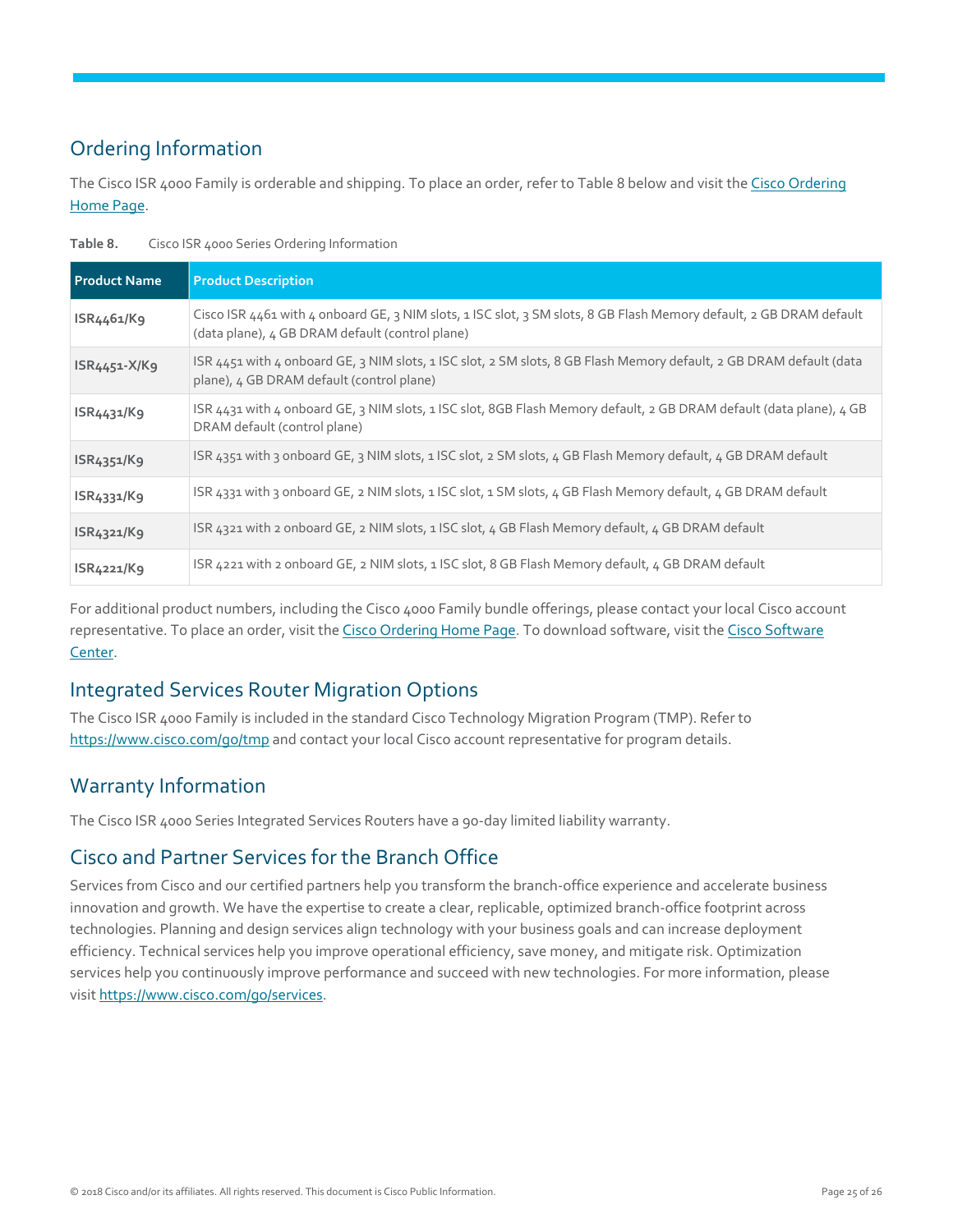## Ordering Information

The Cisco ISR 4000 Family is orderable and shipping. To place an order, refer to Table 8 below and visit the Cisco Ordering Home Page.

**Table 8.** Cisco ISR 4000 Series Ordering Information

| Product Name | Product Description |
| --- | --- |
| ISR4461/K9 | Cisco ISR 4461 with 4 onboard GE, 3 NIM slots, 1 ISC slot, 3 SM slots, 8 GB Flash Memory default, 2 GB DRAM default (data plane), 4 GB DRAM default (control plane) |
| ISR4451-X/K9 | ISR 4451 with 4 onboard GE, 3 NIM slots, 1 ISC slot, 2 SM slots, 8 GB Flash Memory default, 2 GB DRAM default (data plane), 4 GB DRAM default (control plane) |
| ISR4431/K9 | ISR 4431 with 4 onboard GE, 3 NIM slots, 1 ISC slot, 8GB Flash Memory default, 2 GB DRAM default (data plane), 4 GB DRAM default (control plane) |
| ISR4351/K9 | ISR 4351 with 3 onboard GE, 3 NIM slots, 1 ISC slot, 2 SM slots, 4 GB Flash Memory default, 4 GB DRAM default |
| ISR4331/K9 | ISR 4331 with 3 onboard GE, 2 NIM slots, 1 ISC slot, 1 SM slots, 4 GB Flash Memory default, 4 GB DRAM default |
| ISR4321/K9 | ISR 4321 with 2 onboard GE, 2 NIM slots, 1 ISC slot, 4 GB Flash Memory default, 4 GB DRAM default |
| ISR4221/K9 | ISR 4221 with 2 onboard GE, 2 NIM slots, 1 ISC slot, 8 GB Flash Memory default, 4 GB DRAM default |

For additional product numbers, including the Cisco 4000 Family bundle offerings, please contact your local Cisco account representative. To place an order, visit the Cisco Ordering Home Page. To download software, visit the Cisco Software Center.

## Integrated Services Router Migration Options

The Cisco ISR 4000 Family is included in the standard Cisco Technology Migration Program (TMP). Refer to https://www.cisco.com/go/tmp and contact your local Cisco account representative for program details.

## Warranty Information

The Cisco ISR 4000 Series Integrated Services Routers have a 90-day limited liability warranty.

## Cisco and Partner Services for the Branch Office

Services from Cisco and our certified partners help you transform the branch-office experience and accelerate business innovation and growth. We have the expertise to create a clear, replicable, optimized branch-office footprint across technologies. Planning and design services align technology with your business goals and can increase deployment efficiency. Technical services help you improve operational efficiency, save money, and mitigate risk. Optimization services help you continuously improve performance and succeed with new technologies. For more information, please visit https://www.cisco.com/go/services.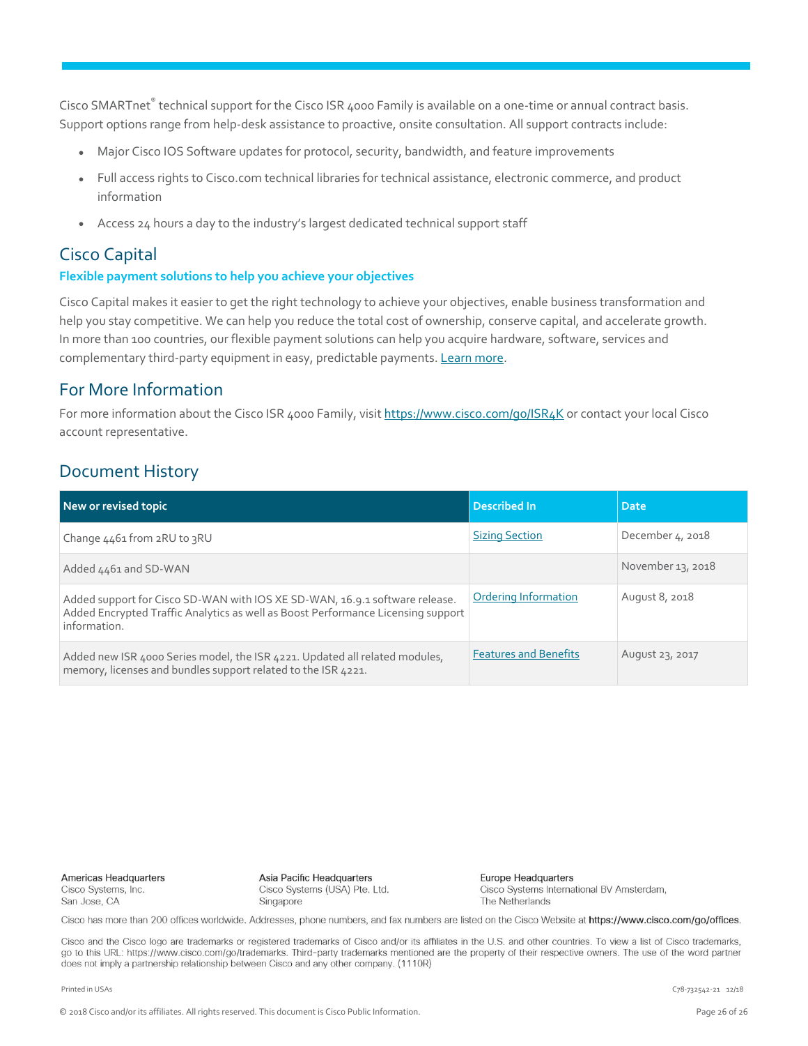Cisco SMARTnet® technical support for the Cisco ISR 4000 Family is available on a one-time or annual contract basis. Support options range from help-desk assistance to proactive, onsite consultation. All support contracts include:

- Major Cisco IOS Software updates for protocol, security, bandwidth, and feature improvements
- Full access rights to Cisco.com technical libraries for technical assistance, electronic commerce, and product information
- Access 24 hours a day to the industry's largest dedicated technical support staff

## Cisco Capital

**Flexible payment solutions to help you achieve your objectives**

Cisco Capital makes it easier to get the right technology to achieve your objectives, enable business transformation and help you stay competitive. We can help you reduce the total cost of ownership, conserve capital, and accelerate growth. In more than 100 countries, our flexible payment solutions can help you acquire hardware, software, services and complementary third-party equipment in easy, predictable payments. Learn more.

## For More Information

For more information about the Cisco ISR 4000 Family, visit https://www.cisco.com/go/ISR4K or contact your local Cisco account representative.

## Document History

| New or revised topic | Described In | Date |
|---|---|---|
| Change 4461 from 2RU to 3RU | Sizing Section | December 4, 2018 |
| Added 4461 and SD-WAN | | November 13, 2018 |
| Added support for Cisco SD-WAN with IOS XE SD-WAN, 16.9.1 software release. Added Encrypted Traffic Analytics as well as Boost Performance Licensing support information. | Ordering Information | August 8, 2018 |
| Added new ISR 4000 Series model, the ISR 4221. Updated all related modules, memory, licenses and bundles support related to the ISR 4221. | Features and Benefits | August 23, 2017 |

**Americas Headquarters**
Cisco Systems, Inc.
San Jose, CA

**Asia Pacific Headquarters**
Cisco Systems (USA) Pte. Ltd.
Singapore

**Europe Headquarters**
Cisco Systems International BV Amsterdam,
The Netherlands

Cisco has more than 200 offices worldwide. Addresses, phone numbers, and fax numbers are listed on the Cisco Website at https://www.cisco.com/go/offices.

Cisco and the Cisco logo are trademarks or registered trademarks of Cisco and/or its affiliates in the U.S. and other countries. To view a list of Cisco trademarks, go to this URL: https://www.cisco.com/go/trademarks. Third-party trademarks mentioned are the property of their respective owners. The use of the word partner does not imply a partnership relationship between Cisco and any other company. (1110R)

Printed in USAs

C78-732542-21 12/18

© 2018 Cisco and/or its affiliates. All rights reserved. This document is Cisco Public Information.